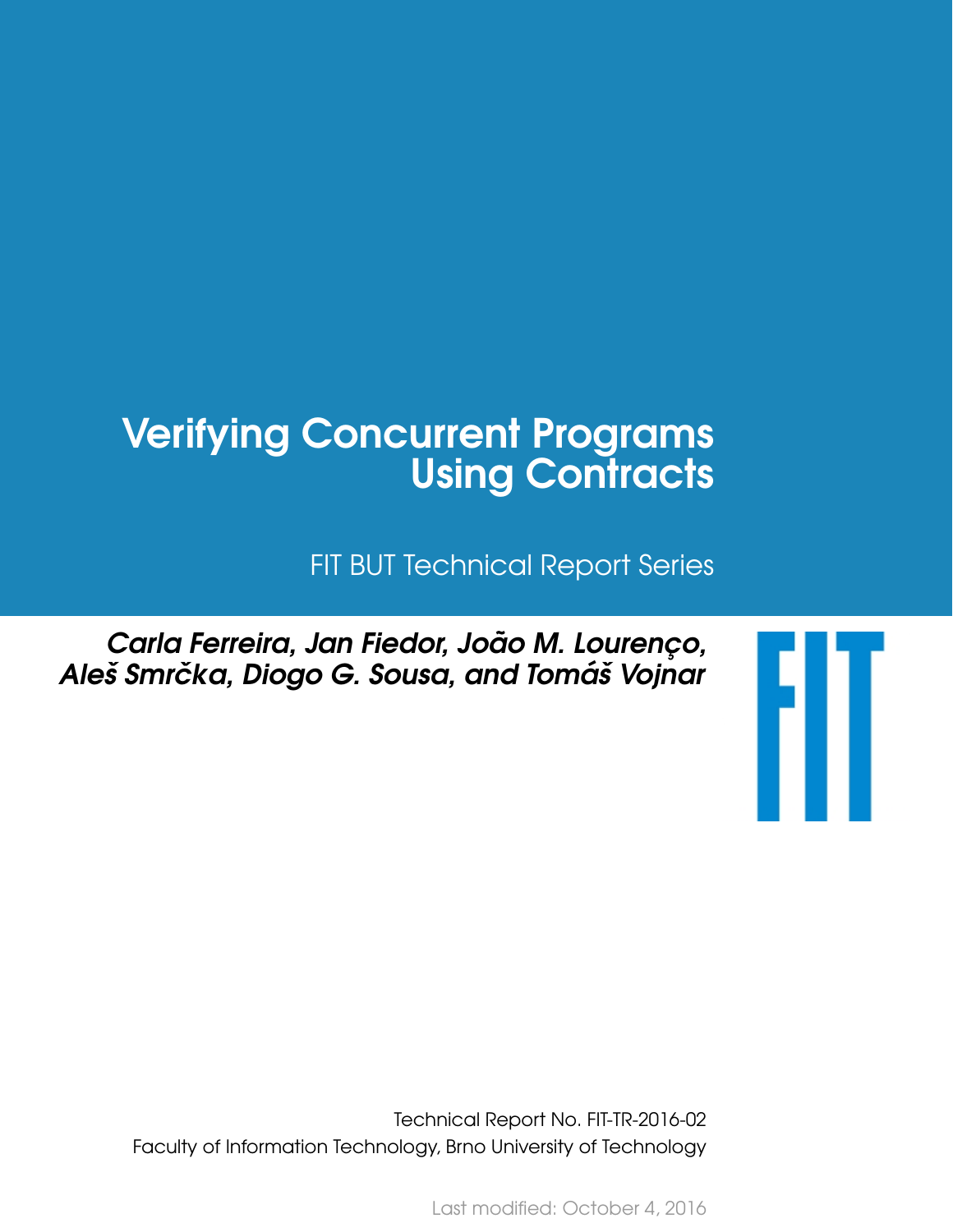# Verifying Concurrent Programs Using Contracts

FIT BUT Technical Report Series

*Carla Ferreira, Jan Fiedor, João M. Lourenço, Aleš Smrčka, Diogo G. Sousa, and Tomáš Vojnar*

Technical Report No. FIT-TR-2016-02
Faculty of Information Technology, Brno University of Technology

Last modified: October 4, 2016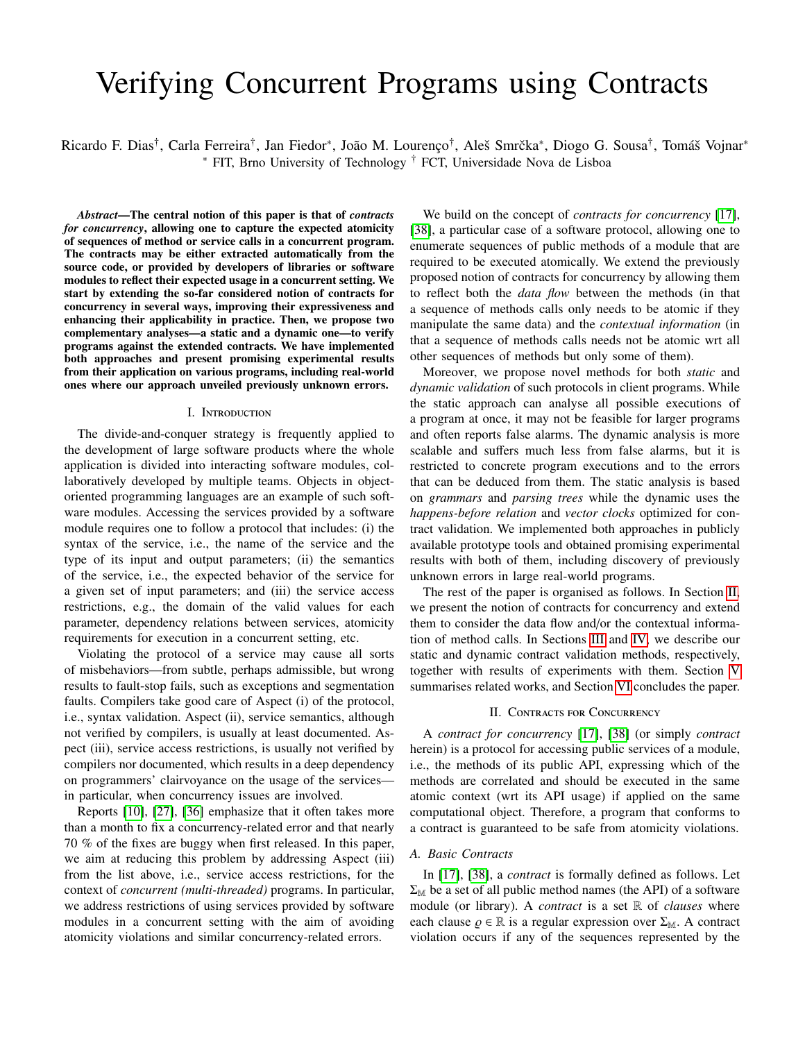# Verifying Concurrent Programs using Contracts

Ricardo F. Dias†, Carla Ferreira†, Jan Fiedor*, João M. Lourenço†, Aleš Smrčka*, Diogo G. Sousa†, Tomáš Vojnar*

* FIT, Brno University of Technology † FCT, Universidade Nova de Lisboa

***Abstract*—The central notion of this paper is that of *contracts for concurrency*, allowing one to capture the expected atomicity of sequences of method or service calls in a concurrent program. The contracts may be either extracted automatically from the source code, or provided by developers of libraries or software modules to reflect their expected usage in a concurrent setting. We start by extending the so-far considered notion of contracts for concurrency in several ways, improving their expressiveness and enhancing their applicability in practice. Then, we propose two complementary analyses—a static and a dynamic one—to verify programs against the extended contracts. We have implemented both approaches and present promising experimental results from their application on various programs, including real-world ones where our approach unveiled previously unknown errors.**

## I. Introduction

The divide-and-conquer strategy is frequently applied to the development of large software products where the whole application is divided into interacting software modules, collaboratively developed by multiple teams. Objects in object-oriented programming languages are an example of such software modules. Accessing the services provided by a software module requires one to follow a protocol that includes: (i) the syntax of the service, i.e., the name of the service and the type of its input and output parameters; (ii) the semantics of the service, i.e., the expected behavior of the service for a given set of input parameters; and (iii) the service access restrictions, e.g., the domain of the valid values for each parameter, dependency relations between services, atomicity requirements for execution in a concurrent setting, etc.

Violating the protocol of a service may cause all sorts of misbehaviors—from subtle, perhaps admissible, but wrong results to fault-stop fails, such as exceptions and segmentation faults. Compilers take good care of Aspect (i) of the protocol, i.e., syntax validation. Aspect (ii), service semantics, although not verified by compilers, is usually at least documented. Aspect (iii), service access restrictions, is usually not verified by compilers nor documented, which results in a deep dependency on programmers' clairvoyance on the usage of the services—in particular, when concurrency issues are involved.

Reports [10], [27], [36] emphasize that it often takes more than a month to fix a concurrency-related error and that nearly 70 % of the fixes are buggy when first released. In this paper, we aim at reducing this problem by addressing Aspect (iii) from the list above, i.e., service access restrictions, for the context of *concurrent (multi-threaded)* programs. In particular, we address restrictions of using services provided by software modules in a concurrent setting with the aim of avoiding atomicity violations and similar concurrency-related errors.

We build on the concept of *contracts for concurrency* [17], [38], a particular case of a software protocol, allowing one to enumerate sequences of public methods of a module that are required to be executed atomically. We extend the previously proposed notion of contracts for concurrency by allowing them to reflect both the *data flow* between the methods (in that a sequence of methods calls only needs to be atomic if they manipulate the same data) and the *contextual information* (in that a sequence of methods calls needs not be atomic wrt all other sequences of methods but only some of them).

Moreover, we propose novel methods for both *static* and *dynamic validation* of such protocols in client programs. While the static approach can analyse all possible executions of a program at once, it may not be feasible for larger programs and often reports false alarms. The dynamic analysis is more scalable and suffers much less from false alarms, but it is restricted to concrete program executions and to the errors that can be deduced from them. The static analysis is based on *grammars* and *parsing trees* while the dynamic uses the *happens-before relation* and *vector clocks* optimized for contract validation. We implemented both approaches in publicly available prototype tools and obtained promising experimental results with both of them, including discovery of previously unknown errors in large real-world programs.

The rest of the paper is organised as follows. In Section II, we present the notion of contracts for concurrency and extend them to consider the data flow and/or the contextual information of method calls. In Sections III and IV, we describe our static and dynamic contract validation methods, respectively, together with results of experiments with them. Section V summarises related works, and Section VI concludes the paper.

## II. Contracts for Concurrency

A *contract for concurrency* [17], [38] (or simply *contract* herein) is a protocol for accessing public services of a module, i.e., the methods of its public API, expressing which of the methods are correlated and should be executed in the same atomic context (wrt its API usage) if applied on the same computational object. Therefore, a program that conforms to a contract is guaranteed to be safe from atomicity violations.

### A. Basic Contracts

In [17], [38], a *contract* is formally defined as follows. Let $\Sigma_{\mathbb{M}}$ be a set of all public method names (the API) of a software module (or library). A *contract* is a set $\mathbb{R}$ of *clauses* where each clause $\varrho \in \mathbb{R}$ is a regular expression over $\Sigma_{\mathbb{M}}$. A contract violation occurs if any of the sequences represented by the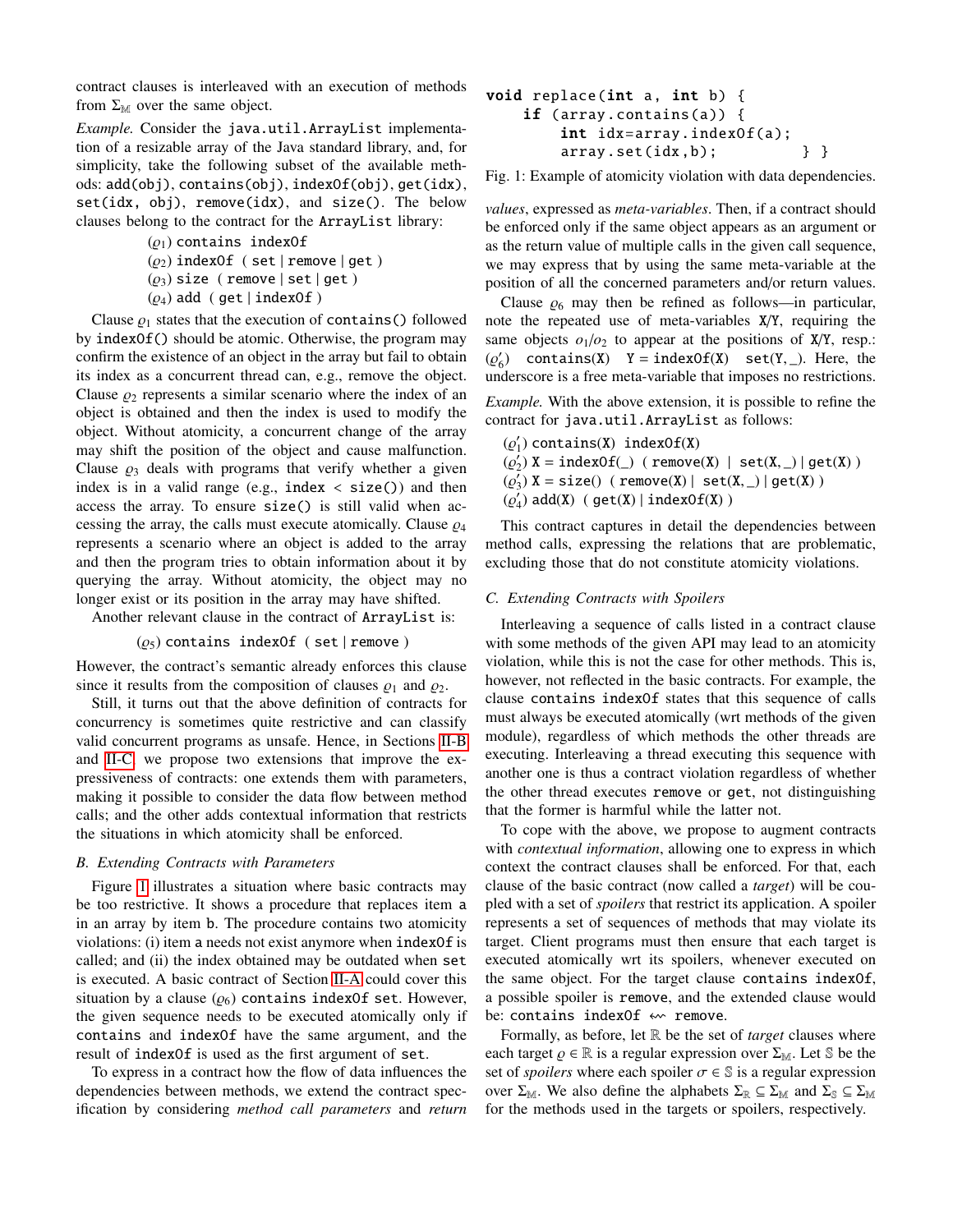contract clauses is interleaved with an execution of methods from $\Sigma_{\mathbb{M}}$ over the same object.

*Example.* Consider the `java.util.ArrayList` implementation of a resizable array of the Java standard library, and, for simplicity, take the following subset of the available methods: `add(obj)`, `contains(obj)`, `indexOf(obj)`, `get(idx)`, `set(idx, obj)`, `remove(idx)`, and `size()`. The below clauses belong to the contract for the `ArrayList` library:

($\varrho_1$) `contains indexOf`
($\varrho_2$) `indexOf ( set | remove | get )`
($\varrho_3$) `size ( remove | set | get )`
($\varrho_4$) `add ( get | indexOf )`

Clause $\varrho_1$ states that the execution of `contains()` followed by `indexOf()` should be atomic. Otherwise, the program may confirm the existence of an object in the array but fail to obtain its index as a concurrent thread can, e.g., remove the object. Clause $\varrho_2$ represents a similar scenario where the index of an object is obtained and then the index is used to modify the object. Without atomicity, a concurrent change of the array may shift the position of the object and cause malfunction. Clause $\varrho_3$ deals with programs that verify whether a given index is in a valid range (e.g., `index < size()`) and then access the array. To ensure `size()` is still valid when accessing the array, the calls must execute atomically. Clause $\varrho_4$ represents a scenario where an object is added to the array and then the program tries to obtain information about it by querying the array. Without atomicity, the object may no longer exist or its position in the array may have shifted.

Another relevant clause in the contract of `ArrayList` is:

($\varrho_5$) `contains indexOf ( set | remove )`

However, the contract's semantic already enforces this clause since it results from the composition of clauses $\varrho_1$ and $\varrho_2$.

Still, it turns out that the above definition of contracts for concurrency is sometimes quite restrictive and can classify valid concurrent programs as unsafe. Hence, in Sections II-B and II-C, we propose two extensions that improve the expressiveness of contracts: one extends them with parameters, making it possible to consider the data flow between method calls; and the other adds contextual information that restricts the situations in which atomicity shall be enforced.

### B. Extending Contracts with Parameters

Figure 1 illustrates a situation where basic contracts may be too restrictive. It shows a procedure that replaces item `a` in an array by item `b`. The procedure contains two atomicity violations: (i) item `a` needs not exist anymore when `indexOf` is called; and (ii) the index obtained may be outdated when `set` is executed. A basic contract of Section II-A could cover this situation by a clause ($\varrho_6$) `contains indexOf set`. However, the given sequence needs to be executed atomically only if `contains` and `indexOf` have the same argument, and the result of `indexOf` is used as the first argument of `set`.

To express in a contract how the flow of data influences the dependencies between methods, we extend the contract specification by considering *method call parameters* and *return values*, expressed as *meta-variables*. Then, if a contract should be enforced only if the same object appears as an argument or as the return value of multiple calls in the given call sequence, we may express that by using the same meta-variable at the position of all the concerned parameters and/or return values.

```
void replace(int a, int b) {
    if (array.contains(a)) {
        int idx=array.indexOf(a);
        array.set(idx,b);         } }
```

Fig. 1: Example of atomicity violation with data dependencies.

Clause $\varrho_6$ may then be refined as follows—in particular, note the repeated use of meta-variables `X`/`Y`, requiring the same objects $o_1/o_2$ to appear at the positions of `X`/`Y`, resp.: ($\varrho_6'$) `contains(X)  Y = indexOf(X)  set(Y, _)`. Here, the underscore is a free meta-variable that imposes no restrictions.

*Example.* With the above extension, it is possible to refine the contract for `java.util.ArrayList` as follows:

($\varrho_1'$) `contains(X) indexOf(X)`
($\varrho_2'$) `X = indexOf(_) ( remove(X) | set(X, _) | get(X) )`
($\varrho_3'$) `X = size() ( remove(X) | set(X, _) | get(X) )`
($\varrho_4'$) `add(X) ( get(X) | indexOf(X) )`

This contract captures in detail the dependencies between method calls, expressing the relations that are problematic, excluding those that do not constitute atomicity violations.

### C. Extending Contracts with Spoilers

Interleaving a sequence of calls listed in a contract clause with some methods of the given API may lead to an atomicity violation, while this is not the case for other methods. This is, however, not reflected in the basic contracts. For example, the clause `contains indexOf` states that this sequence of calls must always be executed atomically (wrt methods of the given module), regardless of which methods the other threads are executing. Interleaving a thread executing this sequence with another one is thus a contract violation regardless of whether the other thread executes `remove` or `get`, not distinguishing that the former is harmful while the latter not.

To cope with the above, we propose to augment contracts with *contextual information*, allowing one to express in which context the contract clauses shall be enforced. For that, each clause of the basic contract (now called a *target*) will be coupled with a set of *spoilers* that restrict its application. A spoiler represents a set of sequences of methods that may violate its target. Client programs must then ensure that each target is executed atomically wrt its spoilers, whenever executed on the same object. For the target clause `contains indexOf`, a possible spoiler is `remove`, and the extended clause would be: `contains indexOf` $\leftsquigarrow$ `remove`.

Formally, as before, let $\mathbb{R}$ be the set of *target* clauses where each target $\varrho \in \mathbb{R}$ is a regular expression over $\Sigma_{\mathbb{M}}$. Let $\mathbb{S}$ be the set of *spoilers* where each spoiler $\sigma \in \mathbb{S}$ is a regular expression over $\Sigma_{\mathbb{M}}$. We also define the alphabets $\Sigma_{\mathbb{R}} \subseteq \Sigma_{\mathbb{M}}$ and $\Sigma_{\mathbb{S}} \subseteq \Sigma_{\mathbb{M}}$ for the methods used in the targets or spoilers, respectively.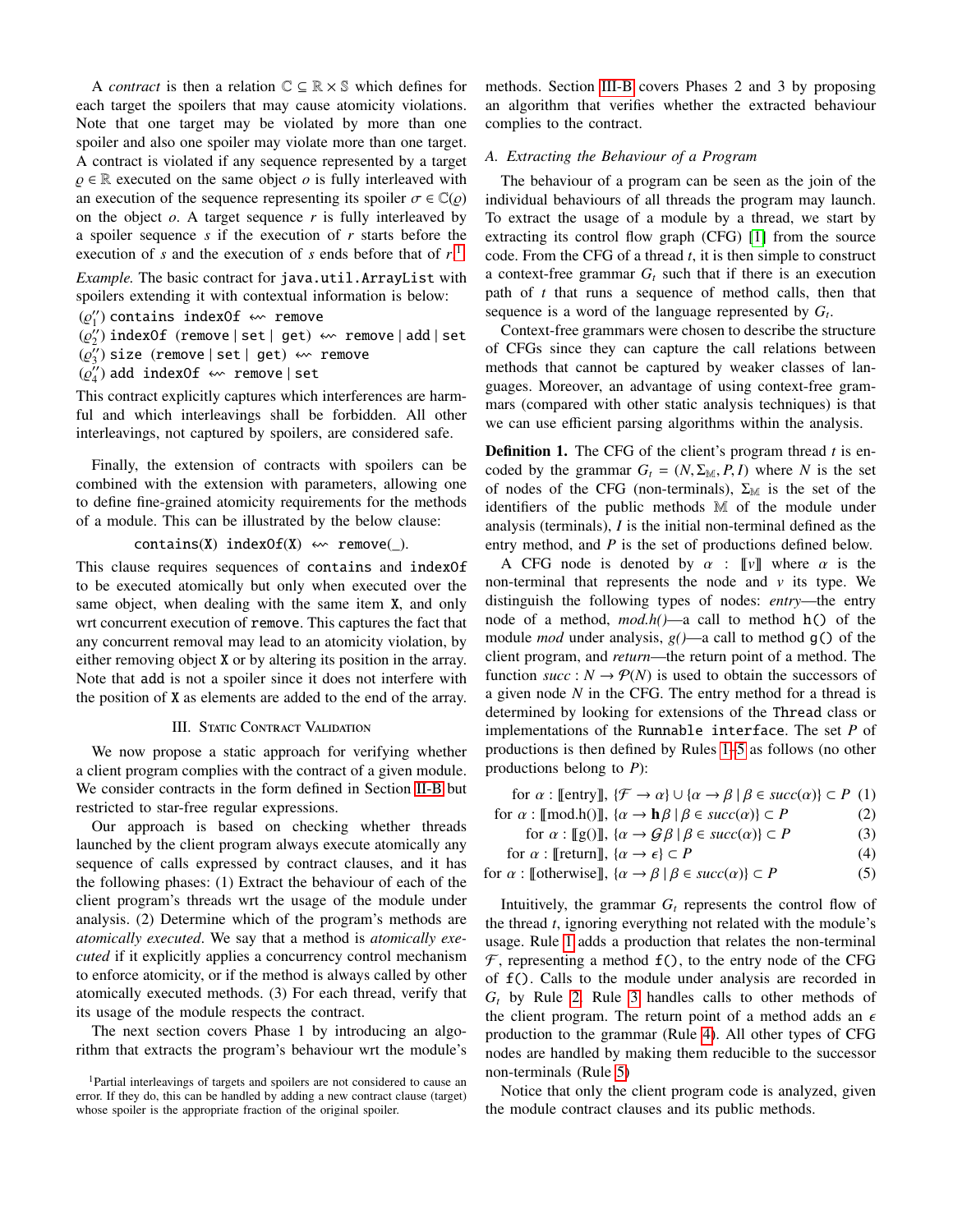A *contract* is then a relation $\mathbb{C} \subseteq \mathbb{R} \times \mathbb{S}$ which defines for each target the spoilers that may cause atomicity violations. Note that one target may be violated by more than one spoiler and also one spoiler may violate more than one target. A contract is violated if any sequence represented by a target $\varrho \in \mathbb{R}$ executed on the same object $o$ is fully interleaved with an execution of the sequence representing its spoiler $\sigma \in \mathbb{C}(\varrho)$ on the object $o$. A target sequence $r$ is fully interleaved by a spoiler sequence $s$ if the execution of $r$ starts before the execution of $s$ and the execution of $s$ ends before that of $r$.[1]

*Example.* The basic contract for `java.util.ArrayList` with spoilers extending it with contextual information is below:

($\varrho_1''$) `contains indexOf` $\leftsquigarrow$ `remove`
($\varrho_2''$) `indexOf (remove | set | get)` $\leftsquigarrow$ `remove | add | set`
($\varrho_3''$) `size (remove | set | get)` $\leftsquigarrow$ `remove`
($\varrho_4''$) `add indexOf` $\leftsquigarrow$ `remove | set`

This contract explicitly captures which interferences are harmful and which interleavings shall be forbidden. All other interleavings, not captured by spoilers, are considered safe.

Finally, the extension of contracts with spoilers can be combined with the extension with parameters, allowing one to define fine-grained atomicity requirements for the methods of a module. This can be illustrated by the below clause:

$$\texttt{contains(X) indexOf(X)} \leftsquigarrow \texttt{remove(\_)}.$$

This clause requires sequences of `contains` and `indexOf` to be executed atomically but only when executed over the same object, when dealing with the same item `X`, and only wrt concurrent execution of `remove`. This captures the fact that any concurrent removal may lead to an atomicity violation, by either removing object `X` or by altering its position in the array. Note that `add` is not a spoiler since it does not interfere with the position of `X` as elements are added to the end of the array.

## III. Static Contract Validation

We now propose a static approach for verifying whether a client program complies with the contract of a given module. We consider contracts in the form defined in Section II-B but restricted to star-free regular expressions.

Our approach is based on checking whether threads launched by the client program always execute atomically any sequence of calls expressed by contract clauses, and it has the following phases: (1) Extract the behaviour of each of the client program's threads wrt the usage of the module under analysis. (2) Determine which of the program's methods are *atomically executed*. We say that a method is *atomically executed* if it explicitly applies a concurrency control mechanism to enforce atomicity, or if the method is always called by other atomically executed methods. (3) For each thread, verify that its usage of the module respects the contract.

The next section covers Phase 1 by introducing an algorithm that extracts the program's behaviour wrt the module's methods. Section III-B covers Phases 2 and 3 by proposing an algorithm that verifies whether the extracted behaviour complies to the contract.

### A. Extracting the Behaviour of a Program

The behaviour of a program can be seen as the join of the individual behaviours of all threads the program may launch. To extract the usage of a module by a thread, we start by extracting its control flow graph (CFG) [1] from the source code. From the CFG of a thread $t$, it is then simple to construct a context-free grammar $G_t$ such that if there is an execution path of $t$ that runs a sequence of method calls, then that sequence is a word of the language represented by $G_t$.

Context-free grammars were chosen to describe the structure of CFGs since they can capture the call relations between methods that cannot be captured by weaker classes of languages. Moreover, an advantage of using context-free grammars (compared with other static analysis techniques) is that we can use efficient parsing algorithms within the analysis.

**Definition 1.** The CFG of the client's program thread $t$ is encoded by the grammar $G_t = (N, \Sigma_{\mathbb{M}}, P, I)$ where $N$ is the set of nodes of the CFG (non-terminals), $\Sigma_{\mathbb{M}}$ is the set of the identifiers of the public methods $\mathbb{M}$ of the module under analysis (terminals), $I$ is the initial non-terminal defined as the entry method, and $P$ is the set of productions defined below.

A CFG node is denoted by $\alpha : [\![v]\!]$ where $\alpha$ is the non-terminal that represents the node and $v$ its type. We distinguish the following types of nodes: *entry*—the entry node of a method, *mod.h()*—a call to method `h()` of the module *mod* under analysis, *g()*—a call to method `g()` of the client program, and *return*—the return point of a method. The function $succ : N \to \mathcal{P}(N)$ is used to obtain the successors of a given node $N$ in the CFG. The entry method for a thread is determined by looking for extensions of the `Thread` class or implementations of the `Runnable interface`. The set $P$ of productions is then defined by Rules 1–5 as follows (no other productions belong to $P$):

$$\text{for } \alpha : [\![\text{entry}]\!],\ \{\mathcal{F} \to \alpha\} \cup \{\alpha \to \beta \mid \beta \in succ(\alpha)\} \subset P \quad (1)$$

$$\text{for } \alpha : [\![\text{mod.h()}]\!],\ \{\alpha \to \mathbf{h}\beta \mid \beta \in succ(\alpha)\} \subset P \quad (2)$$

$$\text{for } \alpha : [\![\text{g()}]\!],\ \{\alpha \to \mathcal{G}\beta \mid \beta \in succ(\alpha)\} \subset P \quad (3)$$

$$\text{for } \alpha : [\![\text{return}]\!],\ \{\alpha \to \epsilon\} \subset P \quad (4)$$

$$\text{for } \alpha : [\![\text{otherwise}]\!],\ \{\alpha \to \beta \mid \beta \in succ(\alpha)\} \subset P \quad (5)$$

Intuitively, the grammar $G_t$ represents the control flow of the thread $t$, ignoring everything not related with the module's usage. Rule 1 adds a production that relates the non-terminal $\mathcal{F}$, representing a method `f()`, to the entry node of the CFG of `f()`. Calls to the module under analysis are recorded in $G_t$ by Rule 2. Rule 3 handles calls to other methods of the client program. The return point of a method adds an $\epsilon$ production to the grammar (Rule 4). All other types of CFG nodes are handled by making them reducible to the successor non-terminals (Rule 5)

Notice that only the client program code is analyzed, given the module contract clauses and its public methods.

[1] Partial interleavings of targets and spoilers are not considered to cause an error. If they do, this can be handled by adding a new contract clause (target) whose spoiler is the appropriate fraction of the original spoiler.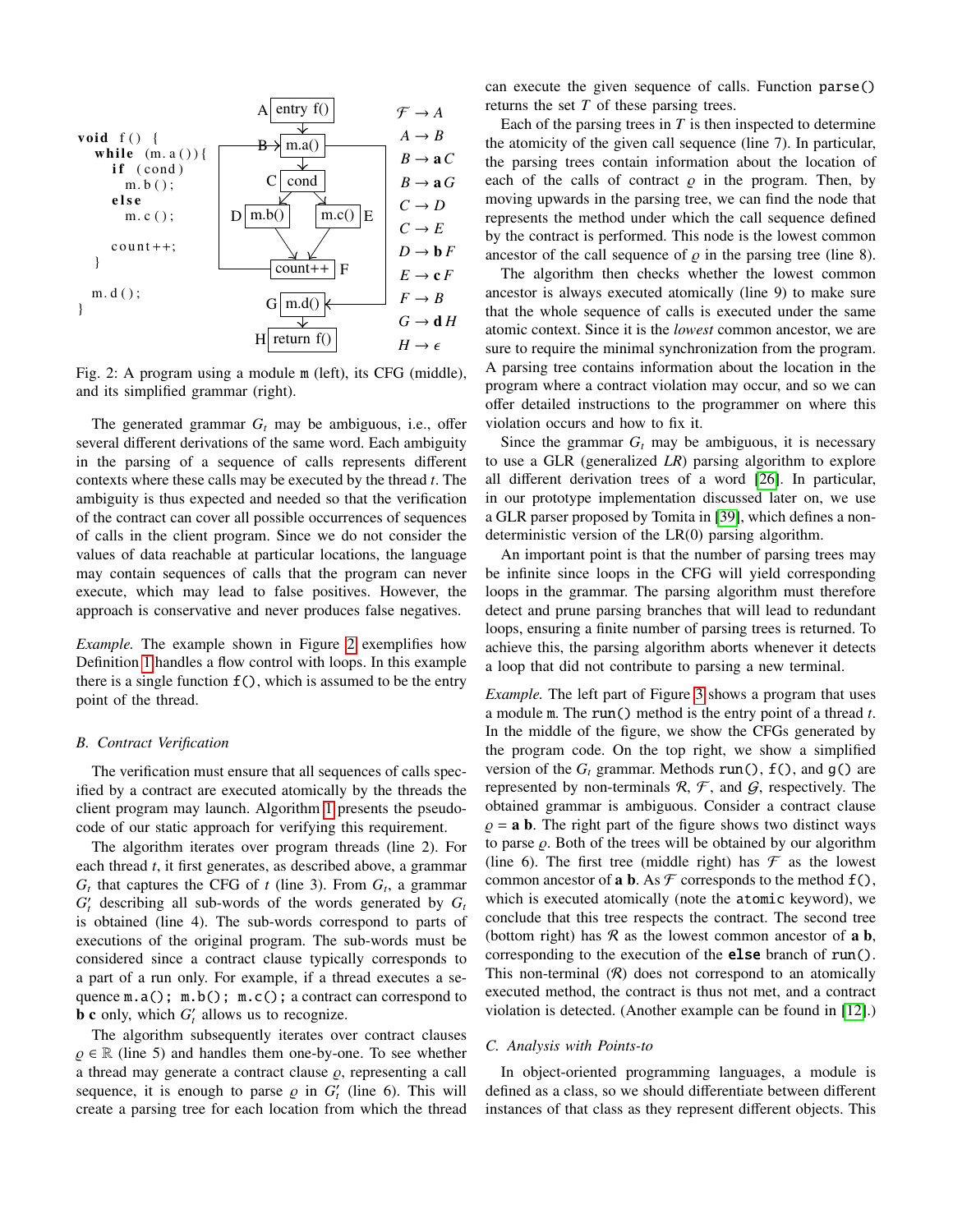```
void f() {
  while (m.a()){
    if (cond)
      m.b();
    else
      m.c();

    count++;
  }

  m.d();
}
```

$\mathcal{F} \rightarrow A$
$A \rightarrow B$
$B \rightarrow \mathbf{a}\, C$
$B \rightarrow \mathbf{a}\, G$
$C \rightarrow D$
$C \rightarrow E$
$D \rightarrow \mathbf{b}\, F$
$E \rightarrow \mathbf{c}\, F$
$F \rightarrow B$
$G \rightarrow \mathbf{d}\, H$
$H \rightarrow \epsilon$

Fig. 2: A program using a module m (left), its CFG (middle), and its simplified grammar (right).

The generated grammar $G_t$ may be ambiguous, i.e., offer several different derivations of the same word. Each ambiguity in the parsing of a sequence of calls represents different contexts where these calls may be executed by the thread $t$. The ambiguity is thus expected and needed so that the verification of the contract can cover all possible occurrences of sequences of calls in the client program. Since we do not consider the values of data reachable at particular locations, the language may contain sequences of calls that the program can never execute, which may lead to false positives. However, the approach is conservative and never produces false negatives.

*Example.* The example shown in Figure 2 exemplifies how Definition 1 handles a flow control with loops. In this example there is a single function `f()`, which is assumed to be the entry point of the thread.

### B. Contract Verification

The verification must ensure that all sequences of calls specified by a contract are executed atomically by the threads the client program may launch. Algorithm 1 presents the pseudo-code of our static approach for verifying this requirement.

The algorithm iterates over program threads (line 2). For each thread $t$, it first generates, as described above, a grammar $G_t$ that captures the CFG of $t$ (line 3). From $G_t$, a grammar $G'_t$ describing all sub-words of the words generated by $G_t$ is obtained (line 4). The sub-words correspond to parts of executions of the original program. The sub-words must be considered since a contract clause typically corresponds to a part of a run only. For example, if a thread executes a sequence `m.a(); m.b(); m.c();` a contract can correspond to **b c** only, which $G'_t$ allows us to recognize.

The algorithm subsequently iterates over contract clauses $\varrho \in \mathbb{R}$ (line 5) and handles them one-by-one. To see whether a thread may generate a contract clause $\varrho$, representing a call sequence, it is enough to parse $\varrho$ in $G'_t$ (line 6). This will create a parsing tree for each location from which the thread can execute the given sequence of calls. Function `parse()` returns the set $T$ of these parsing trees.

Each of the parsing trees in $T$ is then inspected to determine the atomicity of the given call sequence (line 7). In particular, the parsing trees contain information about the location of each of the calls of contract $\varrho$ in the program. Then, by moving upwards in the parsing tree, we can find the node that represents the method under which the call sequence defined by the contract is performed. This node is the lowest common ancestor of the call sequence of $\varrho$ in the parsing tree (line 8).

The algorithm then checks whether the lowest common ancestor is always executed atomically (line 9) to make sure that the whole sequence of calls is executed under the same atomic context. Since it is the *lowest* common ancestor, we are sure to require the minimal synchronization from the program. A parsing tree contains information about the location in the program where a contract violation may occur, and so we can offer detailed instructions to the programmer on where this violation occurs and how to fix it.

Since the grammar $G_t$ may be ambiguous, it is necessary to use a GLR (generalized *LR*) parsing algorithm to explore all different derivation trees of a word [26]. In particular, in our prototype implementation discussed later on, we use a GLR parser proposed by Tomita in [39], which defines a non-deterministic version of the LR(0) parsing algorithm.

An important point is that the number of parsing trees may be infinite since loops in the CFG will yield corresponding loops in the grammar. The parsing algorithm must therefore detect and prune parsing branches that will lead to redundant loops, ensuring a finite number of parsing trees is returned. To achieve this, the parsing algorithm aborts whenever it detects a loop that did not contribute to parsing a new terminal.

*Example.* The left part of Figure 3 shows a program that uses a module m. The `run()` method is the entry point of a thread $t$. In the middle of the figure, we show the CFGs generated by the program code. On the top right, we show a simplified version of the $G_t$ grammar. Methods `run()`, `f()`, and `g()` are represented by non-terminals $\mathcal{R}$, $\mathcal{F}$, and $\mathcal{G}$, respectively. The obtained grammar is ambiguous. Consider a contract clause $\varrho$ = **a b**. The right part of the figure shows two distinct ways to parse $\varrho$. Both of the trees will be obtained by our algorithm (line 6). The first tree (middle right) has $\mathcal{F}$ as the lowest common ancestor of **a b**. As $\mathcal{F}$ corresponds to the method `f()`, which is executed atomically (note the `atomic` keyword), we conclude that this tree respects the contract. The second tree (bottom right) has $\mathcal{R}$ as the lowest common ancestor of **a b**, corresponding to the execution of the **else** branch of `run()`. This non-terminal ($\mathcal{R}$) does not correspond to an atomically executed method, the contract is thus not met, and a contract violation is detected. (Another example can be found in [12].)

### C. Analysis with Points-to

In object-oriented programming languages, a module is defined as a class, so we should differentiate between different instances of that class as they represent different objects. This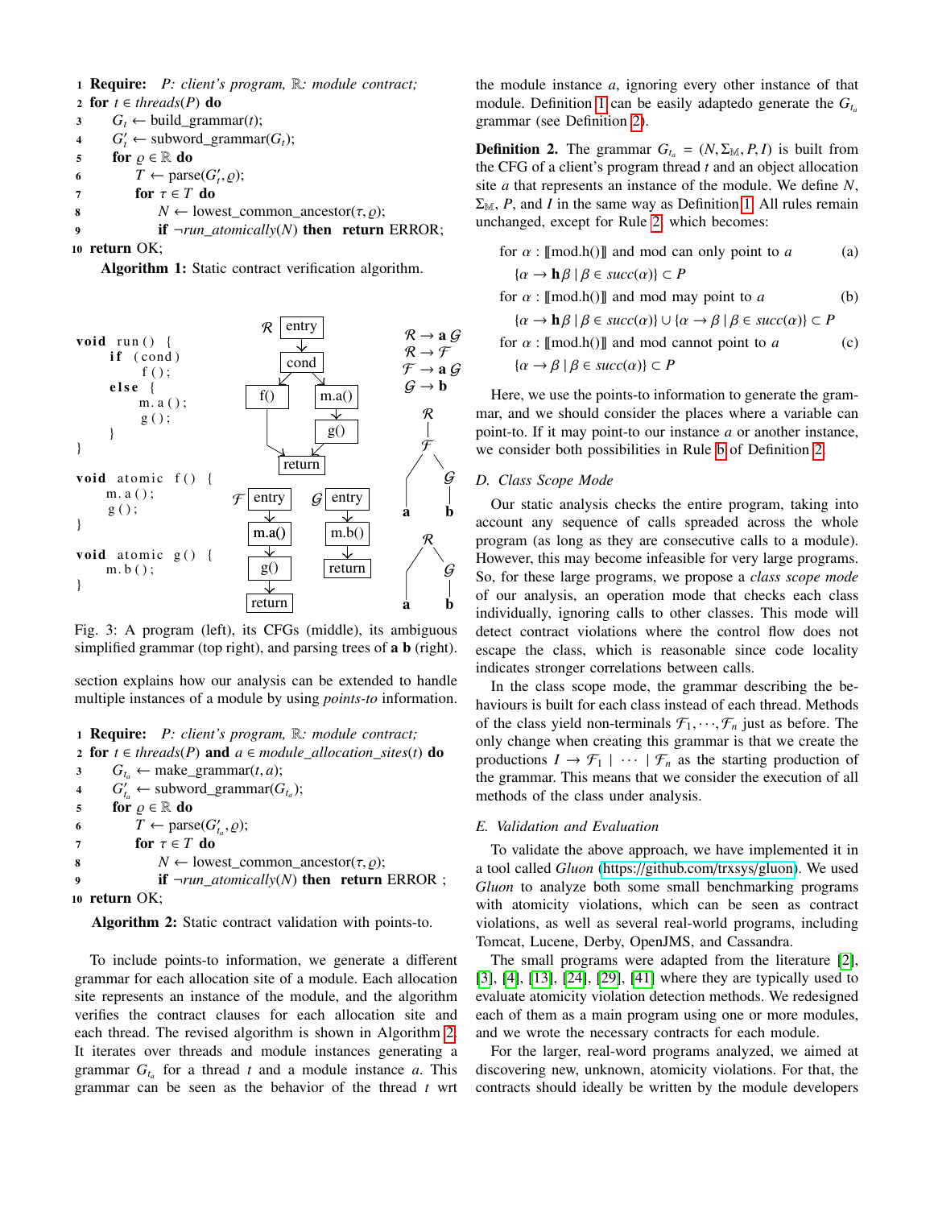```
1  Require:  P: client's program, ℝ: module contract;
2  for t ∈ threads(P) do
3      G_t ← build_grammar(t);
4      G'_t ← subword_grammar(G_t);
5      for ϱ ∈ ℝ do
6          T ← parse(G'_t, ϱ);
7          for τ ∈ T do
8              N ← lowest_common_ancestor(τ, ϱ);
9              if ¬run_atomically(N) then  return ERROR;
10 return OK;
```

**Algorithm 1:** Static contract verification algorithm.

```
void run() {
    if (cond)
        f();
    else {
        m.a();
        g();
    }
}

void atomic f() {
    m.a();
    g();
}

void atomic g() {
    m.b();
}
```

$\mathcal{R} \to \mathbf{a}\,\mathcal{G}$
$\mathcal{R} \to \mathcal{F}$
$\mathcal{F} \to \mathbf{a}\,\mathcal{G}$
$\mathcal{G} \to \mathbf{b}$

Fig. 3: A program (left), its CFGs (middle), its ambiguous simplified grammar (top right), and parsing trees of **a b** (right).

section explains how our analysis can be extended to handle multiple instances of a module by using *points-to* information.

```
1  Require:  P: client's program, ℝ: module contract;
2  for t ∈ threads(P) and a ∈ module_allocation_sites(t) do
3      G_{t_a} ← make_grammar(t, a);
4      G'_{t_a} ← subword_grammar(G_{t_a});
5      for ϱ ∈ ℝ do
6          T ← parse(G'_{t_a}, ϱ);
7          for τ ∈ T do
8              N ← lowest_common_ancestor(τ, ϱ);
9              if ¬run_atomically(N) then  return ERROR ;
10 return OK;
```

**Algorithm 2:** Static contract validation with points-to.

To include points-to information, we generate a different grammar for each allocation site of a module. Each allocation site represents an instance of the module, and the algorithm verifies the contract clauses for each allocation site and each thread. The revised algorithm is shown in Algorithm 2. It iterates over threads and module instances generating a grammar $G_{t_a}$ for a thread $t$ and a module instance $a$. This grammar can be seen as the behavior of the thread $t$ wrt the module instance $a$, ignoring every other instance of that module. Definition 1 can be easily adaptedo generate the $G_{t_a}$ grammar (see Definition 2).

**Definition 2.** The grammar $G_{t_a} = (N, \Sigma_{\mathbb{M}}, P, I)$ is built from the CFG of a client's program thread $t$ and an object allocation site $a$ that represents an instance of the module. We define $N$, $\Sigma_{\mathbb{M}}$, $P$, and $I$ in the same way as Definition 1. All rules remain unchanged, except for Rule 2, which becomes:

for $\alpha : [\![\text{mod.h()}]\!]$ and mod can only point to $a$ (a)

$$\{\alpha \to \mathbf{h}\beta \mid \beta \in succ(\alpha)\} \subset P$$

for $\alpha : [\![\text{mod.h()}]\!]$ and mod may point to $a$ (b)

$$\{\alpha \to \mathbf{h}\beta \mid \beta \in succ(\alpha)\} \cup \{\alpha \to \beta \mid \beta \in succ(\alpha)\} \subset P$$

for $\alpha : [\![\text{mod.h()}]\!]$ and mod cannot point to $a$ (c)

$$\{\alpha \to \beta \mid \beta \in succ(\alpha)\} \subset P$$

Here, we use the points-to information to generate the grammar, and we should consider the places where a variable can point-to. If it may point-to our instance $a$ or another instance, we consider both possibilities in Rule b of Definition 2.

### D. Class Scope Mode

Our static analysis checks the entire program, taking into account any sequence of calls spreaded across the whole program (as long as they are consecutive calls to a module). However, this may become infeasible for very large programs. So, for these large programs, we propose a *class scope mode* of our analysis, an operation mode that checks each class individually, ignoring calls to other classes. This mode will detect contract violations where the control flow does not escape the class, which is reasonable since code locality indicates stronger correlations between calls.

In the class scope mode, the grammar describing the behaviours is built for each class instead of each thread. Methods of the class yield non-terminals $\mathcal{F}_1, \cdots, \mathcal{F}_n$ just as before. The only change when creating this grammar is that we create the productions $I \to \mathcal{F}_1 \mid \cdots \mid \mathcal{F}_n$ as the starting production of the grammar. This means that we consider the execution of all methods of the class under analysis.

### E. Validation and Evaluation

To validate the above approach, we have implemented it in a tool called *Gluon* (https://github.com/trxsys/gluon). We used *Gluon* to analyze both some small benchmarking programs with atomicity violations, which can be seen as contract violations, as well as several real-world programs, including Tomcat, Lucene, Derby, OpenJMS, and Cassandra.

The small programs were adapted from the literature [2], [3], [4], [13], [24], [29], [41] where they are typically used to evaluate atomicity violation detection methods. We redesigned each of them as a main program using one or more modules, and we wrote the necessary contracts for each module.

For the larger, real-word programs analyzed, we aimed at discovering new, unknown, atomicity violations. For that, the contracts should ideally be written by the module developers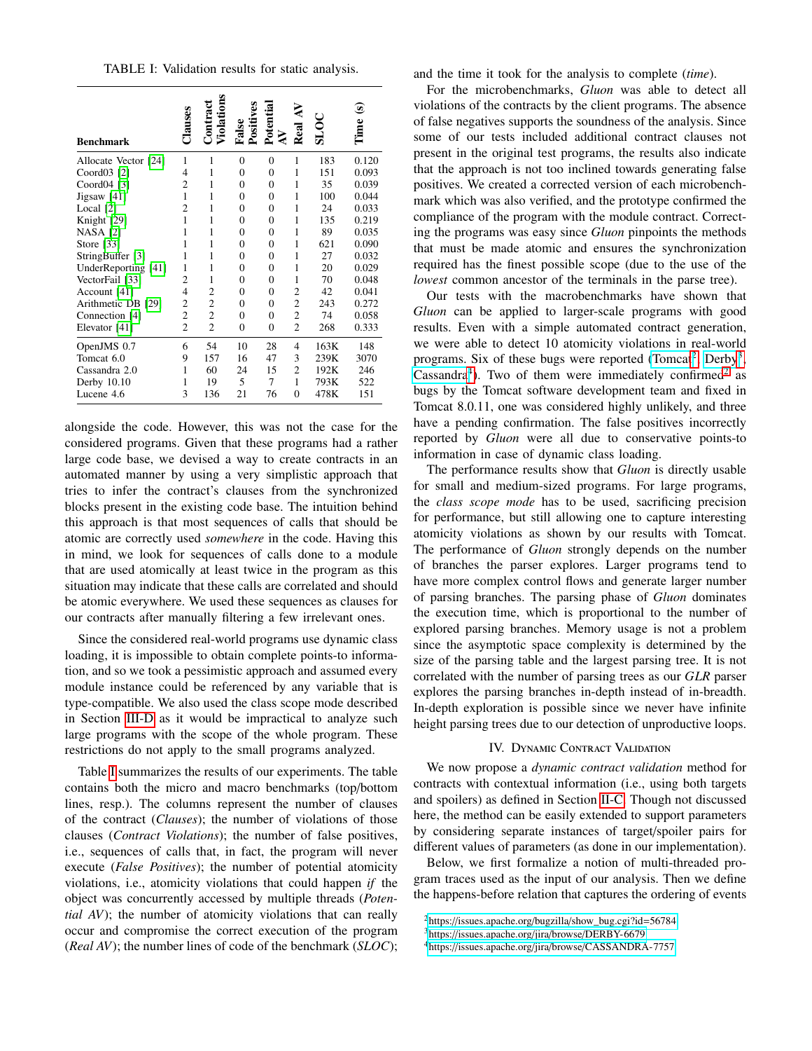TABLE I: Validation results for static analysis.

| Benchmark | Clauses | Contract Violations | False Positives | Potential AV | Real AV | SLOC | Time (s) |
|---|---|---|---|---|---|---|---|
| Allocate Vector [24] | 1 | 1 | 0 | 0 | 1 | 183 | 0.120 |
| Coord03 [2] | 4 | 1 | 0 | 0 | 1 | 151 | 0.093 |
| Coord04 [3] | 2 | 1 | 0 | 0 | 1 | 35 | 0.039 |
| Jigsaw [41] | 1 | 1 | 0 | 0 | 1 | 100 | 0.044 |
| Local [2] | 2 | 1 | 0 | 0 | 1 | 24 | 0.033 |
| Knight [29] | 1 | 1 | 0 | 0 | 1 | 135 | 0.219 |
| NASA [2] | 1 | 1 | 0 | 0 | 1 | 89 | 0.035 |
| Store [33] | 1 | 1 | 0 | 0 | 1 | 621 | 0.090 |
| StringBuffer [3] | 1 | 1 | 0 | 0 | 1 | 27 | 0.032 |
| UnderReporting [41] | 1 | 1 | 0 | 0 | 1 | 20 | 0.029 |
| VectorFail [33] | 2 | 1 | 0 | 0 | 1 | 70 | 0.048 |
| Account [41] | 4 | 2 | 0 | 0 | 2 | 42 | 0.041 |
| Arithmetic DB [29] | 2 | 2 | 0 | 0 | 2 | 243 | 0.272 |
| Connection [4] | 2 | 2 | 0 | 0 | 2 | 74 | 0.058 |
| Elevator [41] | 2 | 2 | 0 | 0 | 2 | 268 | 0.333 |
| OpenJMS 0.7 | 6 | 54 | 10 | 28 | 4 | 163K | 148 |
| Tomcat 6.0 | 9 | 157 | 16 | 47 | 3 | 239K | 3070 |
| Cassandra 2.0 | 1 | 60 | 24 | 15 | 2 | 192K | 246 |
| Derby 10.10 | 1 | 19 | 5 | 7 | 1 | 793K | 522 |
| Lucene 4.6 | 3 | 136 | 21 | 76 | 0 | 478K | 151 |

alongside the code. However, this was not the case for the considered programs. Given that these programs had a rather large code base, we devised a way to create contracts in an automated manner by using a very simplistic approach that tries to infer the contract's clauses from the synchronized blocks present in the existing code base. The intuition behind this approach is that most sequences of calls that should be atomic are correctly used *somewhere* in the code. Having this in mind, we look for sequences of calls done to a module that are used atomically at least twice in the program as this situation may indicate that these calls are correlated and should be atomic everywhere. We used these sequences as clauses for our contracts after manually filtering a few irrelevant ones.

Since the considered real-world programs use dynamic class loading, it is impossible to obtain complete points-to information, and so we took a pessimistic approach and assumed every module instance could be referenced by any variable that is type-compatible. We also used the class scope mode described in Section III-D as it would be impractical to analyze such large programs with the scope of the whole program. These restrictions do not apply to the small programs analyzed.

Table I summarizes the results of our experiments. The table contains both the micro and macro benchmarks (top/bottom lines, resp.). The columns represent the number of clauses of the contract (*Clauses*); the number of violations of those clauses (*Contract Violations*); the number of false positives, i.e., sequences of calls that, in fact, the program will never execute (*False Positives*); the number of potential atomicity violations, i.e., atomicity violations that could happen *if* the object was concurrently accessed by multiple threads (*Potential AV*); the number of atomicity violations that can really occur and compromise the correct execution of the program (*Real AV*); the number lines of code of the benchmark (*SLOC*); and the time it took for the analysis to complete (*time*).

For the microbenchmarks, *Gluon* was able to detect all violations of the contracts by the client programs. The absence of false negatives supports the soundness of the analysis. Since some of our tests included additional contract clauses not present in the original test programs, the results also indicate that the approach is not too inclined towards generating false positives. We created a corrected version of each microbenchmark which was also verified, and the prototype confirmed the compliance of the program with the module contract. Correcting the programs was easy since *Gluon* pinpoints the methods that must be made atomic and ensures the synchronization required has the finest possible scope (due to the use of the *lowest* common ancestor of the terminals in the parse tree).

Our tests with the macrobenchmarks have shown that *Gluon* can be applied to larger-scale programs with good results. Even with a simple automated contract generation, we were able to detect 10 atomicity violations in real-world programs. Six of these bugs were reported (Tomcat[2], Derby[3], Cassandra[4]). Two of them were immediately confirmed[2] as bugs by the Tomcat software development team and fixed in Tomcat 8.0.11, one was considered highly unlikely, and three have a pending confirmation. The false positives incorrectly reported by *Gluon* were all due to conservative points-to information in case of dynamic class loading.

The performance results show that *Gluon* is directly usable for small and medium-sized programs. For large programs, the *class scope mode* has to be used, sacrificing precision for performance, but still allowing one to capture interesting atomicity violations as shown by our results with Tomcat. The performance of *Gluon* strongly depends on the number of branches the parser explores. Larger programs tend to have more complex control flows and generate larger number of parsing branches. The parsing phase of *Gluon* dominates the execution time, which is proportional to the number of explored parsing branches. Memory usage is not a problem since the asymptotic space complexity is determined by the size of the parsing table and the largest parsing tree. It is not correlated with the number of parsing trees as our *GLR* parser explores the parsing branches in-depth instead of in-breadth. In-depth exploration is possible since we never have infinite height parsing trees due to our detection of unproductive loops.

## IV. Dynamic Contract Validation

We now propose a *dynamic contract validation* method for contracts with contextual information (i.e., using both targets and spoilers) as defined in Section II-C. Though not discussed here, the method can be easily extended to support parameters by considering separate instances of target/spoiler pairs for different values of parameters (as done in our implementation).

Below, we first formalize a notion of multi-threaded program traces used as the input of our analysis. Then we define the happens-before relation that captures the ordering of events

[2] https://issues.apache.org/bugzilla/show_bug.cgi?id=56784

[3] https://issues.apache.org/jira/browse/DERBY-6679

[4] https://issues.apache.org/jira/browse/CASSANDRA-7757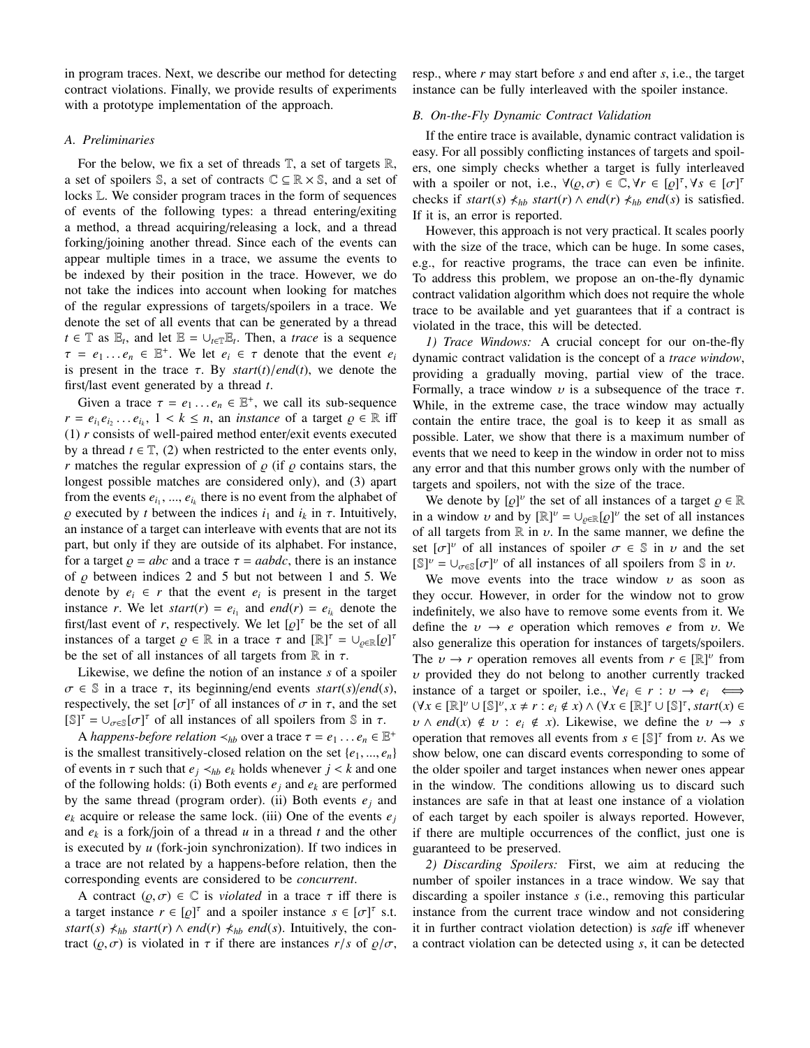in program traces. Next, we describe our method for detecting contract violations. Finally, we provide results of experiments with a prototype implementation of the approach.

### A. Preliminaries

For the below, we fix a set of threads $\mathbb{T}$, a set of targets $\mathbb{R}$, a set of spoilers $\mathbb{S}$, a set of contracts $\mathbb{C} \subseteq \mathbb{R} \times \mathbb{S}$, and a set of locks $\mathbb{L}$. We consider program traces in the form of sequences of events of the following types: a thread entering/exiting a method, a thread acquiring/releasing a lock, and a thread forking/joining another thread. Since each of the events can appear multiple times in a trace, we assume the events to be indexed by their position in the trace. However, we do not take the indices into account when looking for matches of the regular expressions of targets/spoilers in a trace. We denote the set of all events that can be generated by a thread $t \in \mathbb{T}$ as $\mathbb{E}_t$, and let $\mathbb{E} = \cup_{t \in \mathbb{T}} \mathbb{E}_t$. Then, a *trace* is a sequence $\tau = e_1 \ldots e_n \in \mathbb{E}^+$. We let $e_i \in \tau$ denote that the event $e_i$ is present in the trace $\tau$. By $start(t)/end(t)$, we denote the first/last event generated by a thread $t$.

Given a trace $\tau = e_1 \ldots e_n \in \mathbb{E}^+$, we call its sub-sequence $r = e_{i_1} e_{i_2} \ldots e_{i_k}$, $1 < k \leq n$, an *instance* of a target $\varrho \in \mathbb{R}$ iff (1) $r$ consists of well-paired method enter/exit events executed by a thread $t \in \mathbb{T}$, (2) when restricted to the enter events only, $r$ matches the regular expression of $\varrho$ (if $\varrho$ contains stars, the longest possible matches are considered only), and (3) apart from the events $e_{i_1}, \ldots, e_{i_k}$ there is no event from the alphabet of $\varrho$ executed by $t$ between the indices $i_1$ and $i_k$ in $\tau$. Intuitively, an instance of a target can interleave with events that are not its part, but only if they are outside of its alphabet. For instance, for a target $\varrho = abc$ and a trace $\tau = aabdc$, there is an instance of $\varrho$ between indices 2 and 5 but not between 1 and 5. We denote by $e_i \in r$ that the event $e_i$ is present in the target instance $r$. We let $start(r) = e_{i_1}$ and $end(r) = e_{i_k}$ denote the first/last event of $r$, respectively. We let $[\varrho]^\tau$ be the set of all instances of a target $\varrho \in \mathbb{R}$ in a trace $\tau$ and $[\mathbb{R}]^\tau = \cup_{\varrho \in \mathbb{R}} [\varrho]^\tau$ be the set of all instances of all targets from $\mathbb{R}$ in $\tau$.

Likewise, we define the notion of an instance $s$ of a spoiler $\sigma \in \mathbb{S}$ in a trace $\tau$, its beginning/end events $start(s)/end(s)$, respectively, the set $[\sigma]^\tau$ of all instances of $\sigma$ in $\tau$, and the set $[\mathbb{S}]^\tau = \cup_{\sigma \in \mathbb{S}} [\sigma]^\tau$ of all instances of all spoilers from $\mathbb{S}$ in $\tau$.

A *happens-before relation* $\prec_{hb}$ over a trace $\tau = e_1 \ldots e_n \in \mathbb{E}^+$ is the smallest transitively-closed relation on the set $\{e_1, \ldots, e_n\}$ of events in $\tau$ such that $e_j \prec_{hb} e_k$ holds whenever $j < k$ and one of the following holds: (i) Both events $e_j$ and $e_k$ are performed by the same thread (program order). (ii) Both events $e_j$ and $e_k$ acquire or release the same lock. (iii) One of the events $e_j$ and $e_k$ is a fork/join of a thread $u$ in a thread $t$ and the other is executed by $u$ (fork-join synchronization). If two indices in a trace are not related by a happens-before relation, then the corresponding events are considered to be *concurrent*.

A contract $(\varrho, \sigma) \in \mathbb{C}$ is *violated* in a trace $\tau$ iff there is a target instance $r \in [\varrho]^\tau$ and a spoiler instance $s \in [\sigma]^\tau$ s.t. $start(s) \not\prec_{hb} start(r) \wedge end(r) \not\prec_{hb} end(s)$. Intuitively, the contract $(\varrho, \sigma)$ is violated in $\tau$ if there are instances $r/s$ of $\varrho/\sigma$, resp., where $r$ may start before $s$ and end after $s$, i.e., the target instance can be fully interleaved with the spoiler instance.

### B. On-the-Fly Dynamic Contract Validation

If the entire trace is available, dynamic contract validation is easy. For all possibly conflicting instances of targets and spoilers, one simply checks whether a target is fully interleaved with a spoiler or not, i.e., $\forall (\varrho, \sigma) \in \mathbb{C}, \forall r \in [\varrho]^\tau, \forall s \in [\sigma]^\tau$ checks if $start(s) \not\prec_{hb} start(r) \wedge end(r) \not\prec_{hb} end(s)$ is satisfied. If it is, an error is reported.

However, this approach is not very practical. It scales poorly with the size of the trace, which can be huge. In some cases, e.g., for reactive programs, the trace can even be infinite. To address this problem, we propose an on-the-fly dynamic contract validation algorithm which does not require the whole trace to be available and yet guarantees that if a contract is violated in the trace, this will be detected.

*1) Trace Windows:* A crucial concept for our on-the-fly dynamic contract validation is the concept of a *trace window*, providing a gradually moving, partial view of the trace. Formally, a trace window $\upsilon$ is a subsequence of the trace $\tau$. While, in the extreme case, the trace window may actually contain the entire trace, the goal is to keep it as small as possible. Later, we show that there is a maximum number of events that we need to keep in the window in order not to miss any error and that this number grows only with the number of targets and spoilers, not with the size of the trace.

We denote by $[\varrho]^\upsilon$ the set of all instances of a target $\varrho \in \mathbb{R}$ in a window $\upsilon$ and by $[\mathbb{R}]^\upsilon = \cup_{\varrho \in \mathbb{R}} [\varrho]^\upsilon$ the set of all instances of all targets from $\mathbb{R}$ in $\upsilon$. In the same manner, we define the set $[\sigma]^\upsilon$ of all instances of spoiler $\sigma \in \mathbb{S}$ in $\upsilon$ and the set $[\mathbb{S}]^\upsilon = \cup_{\sigma \in \mathbb{S}} [\sigma]^\upsilon$ of all instances of all spoilers from $\mathbb{S}$ in $\upsilon$.

We move events into the trace window $\upsilon$ as soon as they occur. However, in order for the window not to grow indefinitely, we also have to remove some events from it. We define the $\upsilon \rightarrow e$ operation which removes $e$ from $\upsilon$. We also generalize this operation for instances of targets/spoilers. The $\upsilon \rightarrow r$ operation removes all events from $r \in [\mathbb{R}]^\upsilon$ from $\upsilon$ provided they do not belong to another currently tracked instance of a target or spoiler, i.e., $\forall e_i \in r : \upsilon \rightarrow e_i \iff (\forall x \in [\mathbb{R}]^\upsilon \cup [\mathbb{S}]^\upsilon, x \neq r : e_i \notin x) \wedge (\forall x \in [\mathbb{R}]^\tau \cup [\mathbb{S}]^\tau, start(x) \in \upsilon \wedge end(x) \notin \upsilon : e_i \notin x)$. Likewise, we define the $\upsilon \rightarrow s$ operation that removes all events from $s \in [\mathbb{S}]^\tau$ from $\upsilon$. As we show below, one can discard events corresponding to some of the older spoiler and target instances when newer ones appear in the window. The conditions allowing us to discard such instances are safe in that at least one instance of a violation of each target by each spoiler is always reported. However, if there are multiple occurrences of the conflict, just one is guaranteed to be preserved.

*2) Discarding Spoilers:* First, we aim at reducing the number of spoiler instances in a trace window. We say that discarding a spoiler instance $s$ (i.e., removing this particular instance from the current trace window and not considering it in further contract violation detection) is *safe* iff whenever a contract violation can be detected using $s$, it can be detected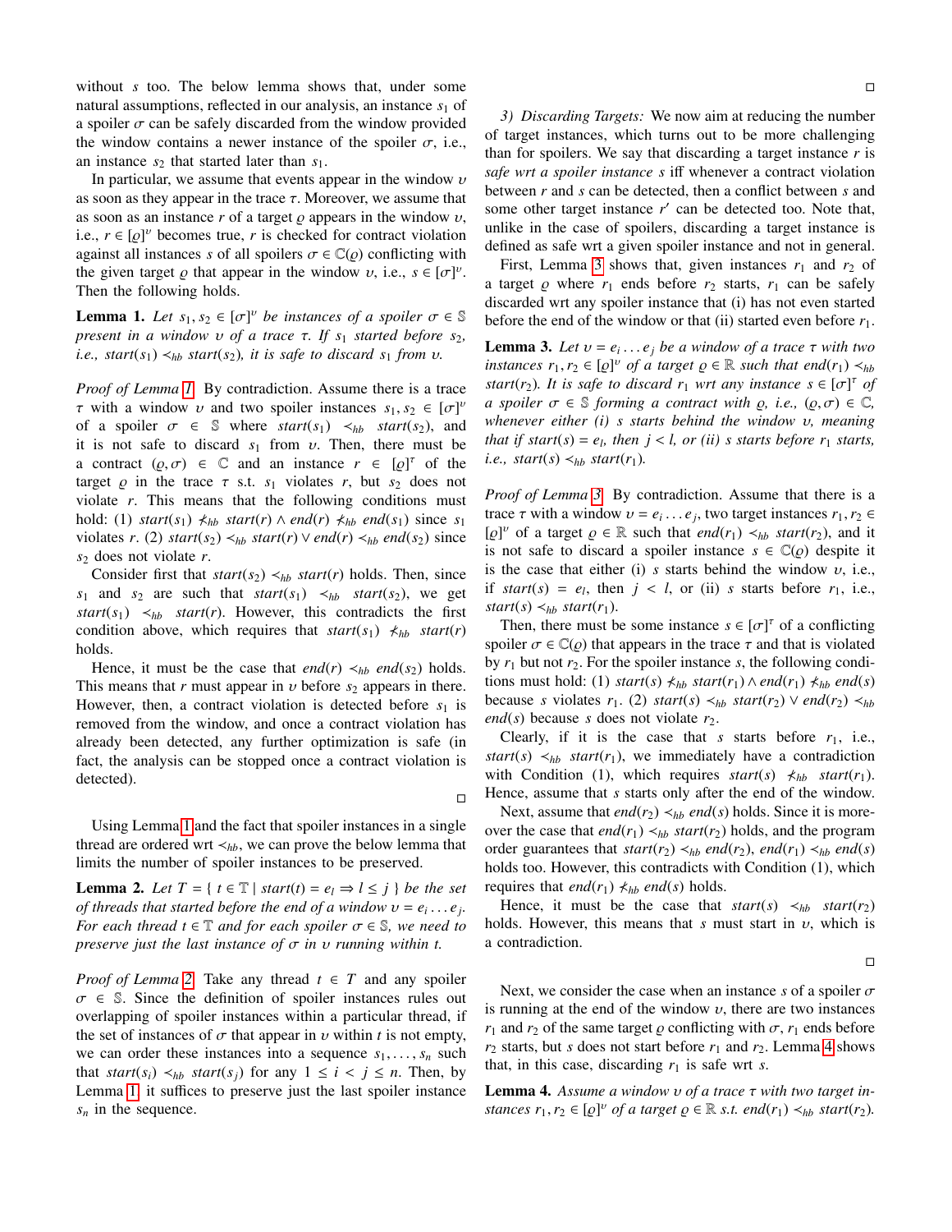without $s$ too. The below lemma shows that, under some natural assumptions, reflected in our analysis, an instance $s_1$ of a spoiler $\sigma$ can be safely discarded from the window provided the window contains a newer instance of the spoiler $\sigma$, i.e., an instance $s_2$ that started later than $s_1$.

In particular, we assume that events appear in the window $\upsilon$ as soon as they appear in the trace $\tau$. Moreover, we assume that as soon as an instance $r$ of a target $\varrho$ appears in the window $\upsilon$, i.e., $r \in [\varrho]^{\upsilon}$ becomes true, $r$ is checked for contract violation against all instances $s$ of all spoilers $\sigma \in \mathbb{C}(\varrho)$ conflicting with the given target $\varrho$ that appear in the window $\upsilon$, i.e., $s \in [\sigma]^{\upsilon}$. Then the following holds.

**Lemma 1.** *Let $s_1, s_2 \in [\sigma]^{\upsilon}$ be instances of a spoiler $\sigma \in \mathbb{S}$ present in a window $\upsilon$ of a trace $\tau$. If $s_1$ started before $s_2$, i.e., $start(s_1) \prec_{hb} start(s_2)$, it is safe to discard $s_1$ from $\upsilon$.*

*Proof of Lemma 1.* By contradiction. Assume there is a trace $\tau$ with a window $\upsilon$ and two spoiler instances $s_1, s_2 \in [\sigma]^{\upsilon}$ of a spoiler $\sigma \in \mathbb{S}$ where $start(s_1) \prec_{hb} start(s_2)$, and it is not safe to discard $s_1$ from $\upsilon$. Then, there must be a contract $(\varrho, \sigma) \in \mathbb{C}$ and an instance $r \in [\varrho]^{\tau}$ of the target $\varrho$ in the trace $\tau$ s.t. $s_1$ violates $r$, but $s_2$ does not violate $r$. This means that the following conditions must hold: (1) $start(s_1) \nprec_{hb} start(r) \wedge end(r) \nprec_{hb} end(s_1)$ since $s_1$ violates $r$. (2) $start(s_2) \prec_{hb} start(r) \vee end(r) \prec_{hb} end(s_2)$ since $s_2$ does not violate $r$.

Consider first that $start(s_2) \prec_{hb} start(r)$ holds. Then, since $s_1$ and $s_2$ are such that $start(s_1) \prec_{hb} start(s_2)$, we get $start(s_1) \prec_{hb} start(r)$. However, this contradicts the first condition above, which requires that $start(s_1) \nprec_{hb} start(r)$ holds.

Hence, it must be the case that $end(r) \prec_{hb} end(s_2)$ holds. This means that $r$ must appear in $\upsilon$ before $s_2$ appears in there. However, then, a contract violation is detected before $s_1$ is removed from the window, and once a contract violation has already been detected, any further optimization is safe (in fact, the analysis can be stopped once a contract violation is detected). □

Using Lemma 1 and the fact that spoiler instances in a single thread are ordered wrt $\prec_{hb}$, we can prove the below lemma that limits the number of spoiler instances to be preserved.

**Lemma 2.** *Let $T = \{ t \in \mathbb{T} \mid start(t) = e_l \Rightarrow l \leq j \}$ be the set of threads that started before the end of a window $\upsilon = e_i \dots e_j$. For each thread $t \in \mathbb{T}$ and for each spoiler $\sigma \in \mathbb{S}$, we need to preserve just the last instance of $\sigma$ in $\upsilon$ running within $t$.*

*Proof of Lemma 2.* Take any thread $t \in T$ and any spoiler $\sigma \in \mathbb{S}$. Since the definition of spoiler instances rules out overlapping of spoiler instances within a particular thread, if the set of instances of $\sigma$ that appear in $\upsilon$ within $t$ is not empty, we can order these instances into a sequence $s_1, \dots, s_n$ such that $start(s_i) \prec_{hb} start(s_j)$ for any $1 \leq i < j \leq n$. Then, by Lemma 1, it suffices to preserve just the last spoiler instance $s_n$ in the sequence. □

*3) Discarding Targets:* We now aim at reducing the number of target instances, which turns out to be more challenging than for spoilers. We say that discarding a target instance $r$ is *safe wrt a spoiler instance $s$* iff whenever a contract violation between $r$ and $s$ can be detected, then a conflict between $s$ and some other target instance $r'$ can be detected too. Note that, unlike in the case of spoilers, discarding a target instance is defined as safe wrt a given spoiler instance and not in general.

First, Lemma 3 shows that, given instances $r_1$ and $r_2$ of a target $\varrho$ where $r_1$ ends before $r_2$ starts, $r_1$ can be safely discarded wrt any spoiler instance that (i) has not even started before the end of the window or that (ii) started even before $r_1$.

**Lemma 3.** *Let $\upsilon = e_i \dots e_j$ be a window of a trace $\tau$ with two instances $r_1, r_2 \in [\varrho]^{\upsilon}$ of a target $\varrho \in \mathbb{R}$ such that $end(r_1) \prec_{hb} start(r_2)$. It is safe to discard $r_1$ wrt any instance $s \in [\sigma]^{\tau}$ of a spoiler $\sigma \in \mathbb{S}$ forming a contract with $\varrho$, i.e., $(\varrho, \sigma) \in \mathbb{C}$, whenever either (i) $s$ starts behind the window $\upsilon$, meaning that if $start(s) = e_l$, then $j < l$, or (ii) $s$ starts before $r_1$ starts, i.e., $start(s) \prec_{hb} start(r_1)$.*

*Proof of Lemma 3.* By contradiction. Assume that there is a trace $\tau$ with a window $\upsilon = e_i \dots e_j$, two target instances $r_1, r_2 \in [\varrho]^{\upsilon}$ of a target $\varrho \in \mathbb{R}$ such that $end(r_1) \prec_{hb} start(r_2)$, and it is not safe to discard a spoiler instance $s \in \mathbb{C}(\varrho)$ despite it is the case that either (i) $s$ starts behind the window $\upsilon$, i.e., if $start(s) = e_l$, then $j < l$, or (ii) $s$ starts before $r_1$, i.e., $start(s) \prec_{hb} start(r_1)$.

Then, there must be some instance $s \in [\sigma]^{\tau}$ of a conflicting spoiler $\sigma \in \mathbb{C}(\varrho)$ that appears in the trace $\tau$ and that is violated by $r_1$ but not $r_2$. For the spoiler instance $s$, the following conditions must hold: (1) $start(s) \nprec_{hb} start(r_1) \wedge end(r_1) \nprec_{hb} end(s)$ because $s$ violates $r_1$. (2) $start(s) \prec_{hb} start(r_2) \vee end(r_2) \prec_{hb} end(s)$ because $s$ does not violate $r_2$.

Clearly, if it is the case that $s$ starts before $r_1$, i.e., $start(s) \prec_{hb} start(r_1)$, we immediately have a contradiction with Condition (1), which requires $start(s) \nprec_{hb} start(r_1)$. Hence, assume that $s$ starts only after the end of the window.

Next, assume that $end(r_2) \prec_{hb} end(s)$ holds. Since it is moreover the case that $end(r_1) \prec_{hb} start(r_2)$ holds, and the program order guarantees that $start(r_2) \prec_{hb} end(r_2)$, $end(r_1) \prec_{hb} end(s)$ holds too. However, this contradicts with Condition (1), which requires that $end(r_1) \nprec_{hb} end(s)$ holds.

Hence, it must be the case that $start(s) \prec_{hb} start(r_2)$ holds. However, this means that $s$ must start in $\upsilon$, which is a contradiction. □

Next, we consider the case when an instance $s$ of a spoiler $\sigma$ is running at the end of the window $\upsilon$, there are two instances $r_1$ and $r_2$ of the same target $\varrho$ conflicting with $\sigma$, $r_1$ ends before $r_2$ starts, but $s$ does not start before $r_1$ and $r_2$. Lemma 4 shows that, in this case, discarding $r_1$ is safe wrt $s$.

**Lemma 4.** *Assume a window $\upsilon$ of a trace $\tau$ with two target instances $r_1, r_2 \in [\varrho]^{\upsilon}$ of a target $\varrho \in \mathbb{R}$ s.t. $end(r_1) \prec_{hb} start(r_2)$.*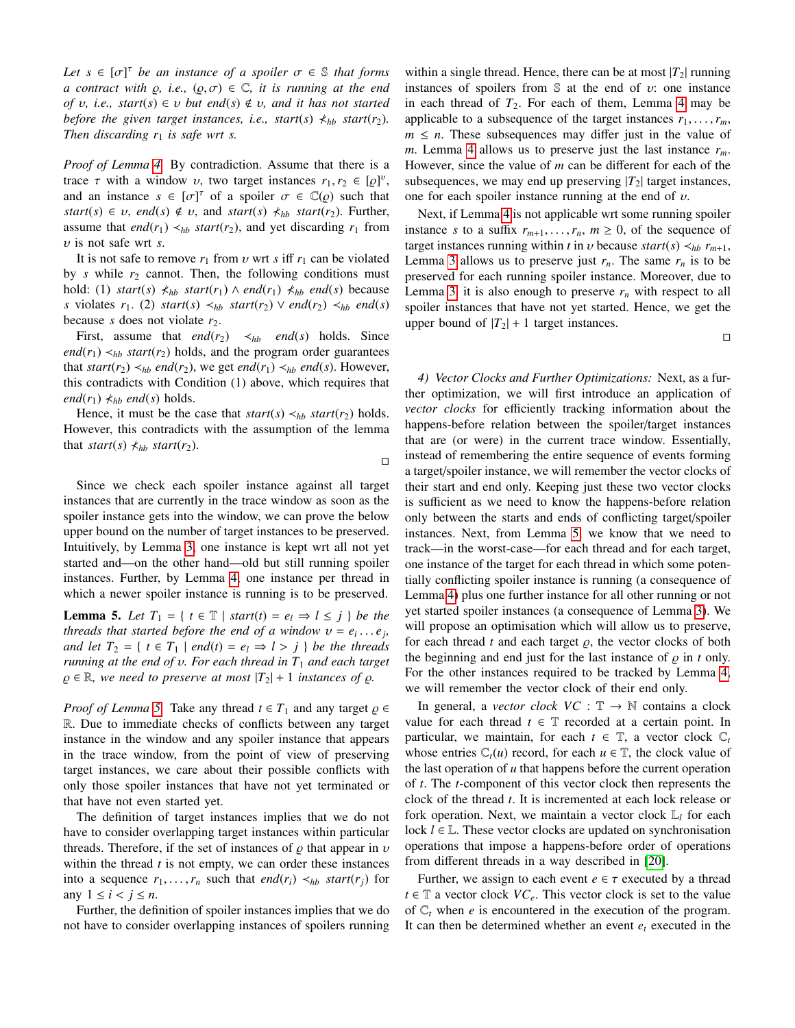*Let $s \in [\sigma]^\tau$ be an instance of a spoiler $\sigma \in \mathbb{S}$ that forms a contract with $\varrho$, i.e., $(\varrho, \sigma) \in \mathbb{C}$, it is running at the end of $\upsilon$, i.e., $start(s) \in \upsilon$ but $end(s) \notin \upsilon$, and it has not started before the given target instances, i.e., $start(s) \nprec_{hb} start(r_2)$. Then discarding $r_1$ is safe wrt $s$.*

*Proof of Lemma 4.* By contradiction. Assume that there is a trace $\tau$ with a window $\upsilon$, two target instances $r_1, r_2 \in [\varrho]^\upsilon$, and an instance $s \in [\sigma]^\tau$ of a spoiler $\sigma \in \mathbb{C}(\varrho)$ such that $start(s) \in \upsilon$, $end(s) \notin \upsilon$, and $start(s) \nprec_{hb} start(r_2)$. Further, assume that $end(r_1) \prec_{hb} start(r_2)$, and yet discarding $r_1$ from $\upsilon$ is not safe wrt $s$.

It is not safe to remove $r_1$ from $\upsilon$ wrt $s$ iff $r_1$ can be violated by $s$ while $r_2$ cannot. Then, the following conditions must hold: (1) $start(s) \nprec_{hb} start(r_1) \wedge end(r_1) \nprec_{hb} end(s)$ because $s$ violates $r_1$. (2) $start(s) \prec_{hb} start(r_2) \vee end(r_2) \prec_{hb} end(s)$ because $s$ does not violate $r_2$.

First, assume that $end(r_2) \prec_{hb} end(s)$ holds. Since $end(r_1) \prec_{hb} start(r_2)$ holds, and the program order guarantees that $start(r_2) \prec_{hb} end(r_2)$, we get $end(r_1) \prec_{hb} end(s)$. However, this contradicts with Condition (1) above, which requires that $end(r_1) \nprec_{hb} end(s)$ holds.

Hence, it must be the case that $start(s) \prec_{hb} start(r_2)$ holds. However, this contradicts with the assumption of the lemma that $start(s) \nprec_{hb} start(r_2)$.

□

Since we check each spoiler instance against all target instances that are currently in the trace window as soon as the spoiler instance gets into the window, we can prove the below upper bound on the number of target instances to be preserved. Intuitively, by Lemma 3, one instance is kept wrt all not yet started and—on the other hand—old but still running spoiler instances. Further, by Lemma 4, one instance per thread in which a newer spoiler instance is running is to be preserved.

**Lemma 5.** *Let $T_1 = \{ t \in \mathbb{T} \mid start(t) = e_l \Rightarrow l \leq j \}$ be the threads that started before the end of a window $\upsilon = e_i \dots e_j$, and let $T_2 = \{ t \in T_1 \mid end(t) = e_l \Rightarrow l > j \}$ be the threads running at the end of $\upsilon$. For each thread in $T_1$ and each target $\varrho \in \mathbb{R}$, we need to preserve at most $|T_2| + 1$ instances of $\varrho$.*

*Proof of Lemma 5.* Take any thread $t \in T_1$ and any target $\varrho \in \mathbb{R}$. Due to immediate checks of conflicts between any target instance in the window and any spoiler instance that appears in the trace window, from the point of view of preserving target instances, we care about their possible conflicts with only those spoiler instances that have not yet terminated or that have not even started yet.

The definition of target instances implies that we do not have to consider overlapping target instances within particular threads. Therefore, if the set of instances of $\varrho$ that appear in $\upsilon$ within the thread $t$ is not empty, we can order these instances into a sequence $r_1, \dots, r_n$ such that $end(r_i) \prec_{hb} start(r_j)$ for any $1 \leq i < j \leq n$.

Further, the definition of spoiler instances implies that we do not have to consider overlapping instances of spoilers running within a single thread. Hence, there can be at most $|T_2|$ running instances of spoilers from $\mathbb{S}$ at the end of $\upsilon$: one instance in each thread of $T_2$. For each of them, Lemma 4 may be applicable to a subsequence of the target instances $r_1, \dots, r_m$, $m \leq n$. These subsequences may differ just in the value of $m$. Lemma 4 allows us to preserve just the last instance $r_m$. However, since the value of $m$ can be different for each of the subsequences, we may end up preserving $|T_2|$ target instances, one for each spoiler instance running at the end of $\upsilon$.

Next, if Lemma 4 is not applicable wrt some running spoiler instance $s$ to a suffix $r_{m+1}, \dots, r_n$, $m \geq 0$, of the sequence of target instances running within $t$ in $\upsilon$ because $start(s) \prec_{hb} r_{m+1}$, Lemma 3 allows us to preserve just $r_n$. The same $r_n$ is to be preserved for each running spoiler instance. Moreover, due to Lemma 3, it is also enough to preserve $r_n$ with respect to all spoiler instances that have not yet started. Hence, we get the upper bound of $|T_2| + 1$ target instances.

□

*4) Vector Clocks and Further Optimizations:* Next, as a further optimization, we will first introduce an application of *vector clocks* for efficiently tracking information about the happens-before relation between the spoiler/target instances that are (or were) in the current trace window. Essentially, instead of remembering the entire sequence of events forming a target/spoiler instance, we will remember the vector clocks of their start and end only. Keeping just these two vector clocks is sufficient as we need to know the happens-before relation only between the starts and ends of conflicting target/spoiler instances. Next, from Lemma 5, we know that we need to track—in the worst-case—for each thread and for each target, one instance of the target for each thread in which some potentially conflicting spoiler instance is running (a consequence of Lemma 4) plus one further instance for all other running or not yet started spoiler instances (a consequence of Lemma 3). We will propose an optimisation which will allow us to preserve, for each thread $t$ and each target $\varrho$, the vector clocks of both the beginning and end just for the last instance of $\varrho$ in $t$ only. For the other instances required to be tracked by Lemma 4, we will remember the vector clock of their end only.

In general, a *vector clock* $VC : \mathbb{T} \rightarrow \mathbb{N}$ contains a clock value for each thread $t \in \mathbb{T}$ recorded at a certain point. In particular, we maintain, for each $t \in \mathbb{T}$, a vector clock $\mathbb{C}_t$ whose entries $\mathbb{C}_t(u)$ record, for each $u \in \mathbb{T}$, the clock value of the last operation of $u$ that happens before the current operation of $t$. The $t$-component of this vector clock then represents the clock of the thread $t$. It is incremented at each lock release or fork operation. Next, we maintain a vector clock $\mathbb{L}_l$ for each lock $l \in \mathbb{L}$. These vector clocks are updated on synchronisation operations that impose a happens-before order of operations from different threads in a way described in [20].

Further, we assign to each event $e \in \tau$ executed by a thread $t \in \mathbb{T}$ a vector clock $VC_e$. This vector clock is set to the value of $\mathbb{C}_t$ when $e$ is encountered in the execution of the program. It can then be determined whether an event $e_t$ executed in the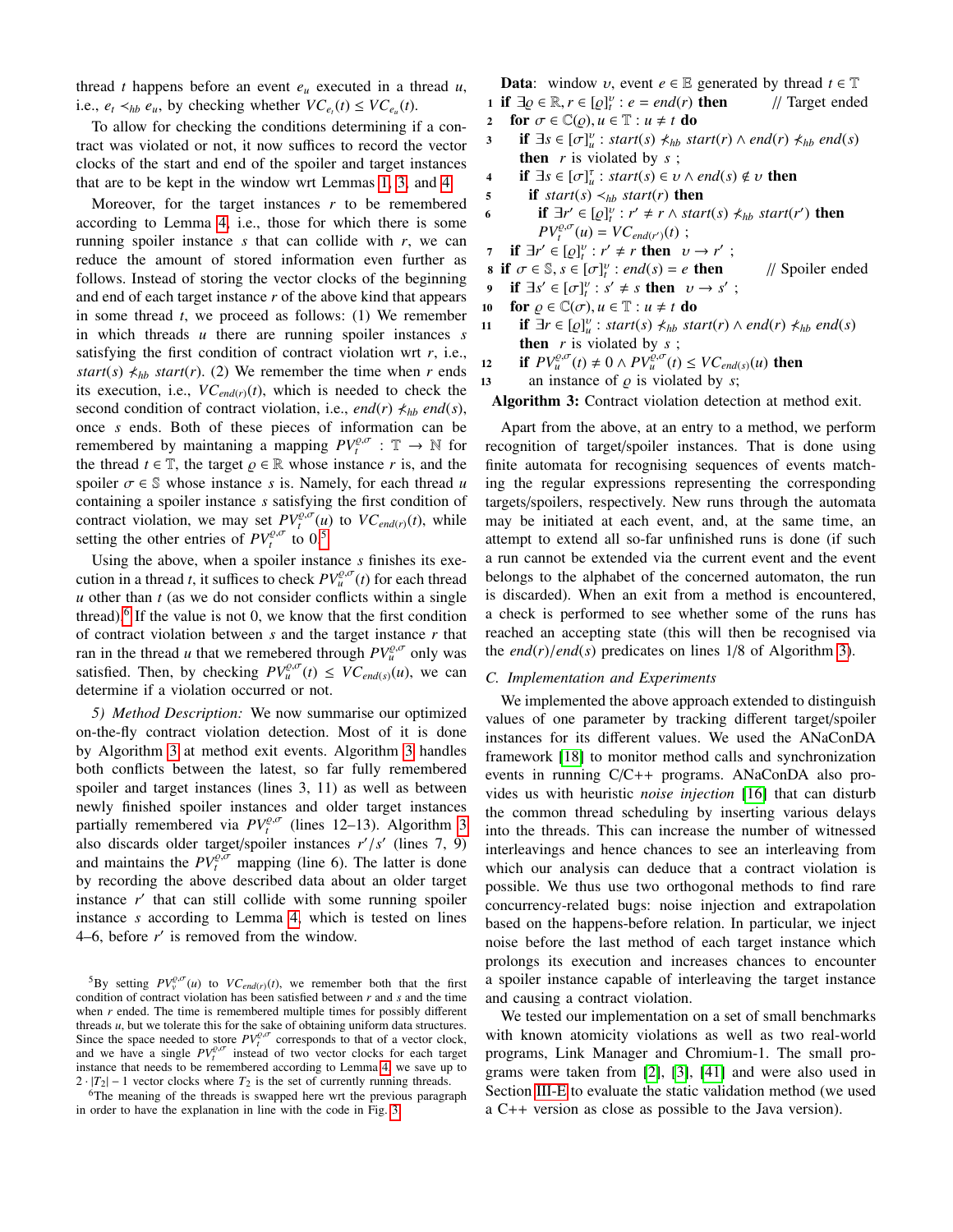thread $t$ happens before an event $e_u$ executed in a thread $u$, i.e., $e_t \prec_{hb} e_u$, by checking whether $VC_{e_t}(t) \leq VC_{e_u}(t)$.

To allow for checking the conditions determining if a contract was violated or not, it now suffices to record the vector clocks of the start and end of the spoiler and target instances that are to be kept in the window wrt Lemmas 1, 3, and 4.

Moreover, for the target instances $r$ to be remembered according to Lemma 4, i.e., those for which there is some running spoiler instance $s$ that can collide with $r$, we can reduce the amount of stored information even further as follows. Instead of storing the vector clocks of the beginning and end of each target instance $r$ of the above kind that appears in some thread $t$, we proceed as follows: (1) We remember in which threads $u$ there are running spoiler instances $s$ satisfying the first condition of contract violation wrt $r$, i.e., $start(s) \not\prec_{hb} start(r)$. (2) We remember the time when $r$ ends its execution, i.e., $VC_{end(r)}(t)$, which is needed to check the second condition of contract violation, i.e., $end(r) \not\prec_{hb} end(s)$, once $s$ ends. Both of these pieces of information can be remembered by maintaining a mapping $PV_t^{\varrho,\sigma} : \mathbb{T} \rightarrow \mathbb{N}$ for the thread $t \in \mathbb{T}$, the target $\varrho \in \mathbb{R}$ whose instance $r$ is, and the spoiler $\sigma \in \mathbb{S}$ whose instance $s$ is. Namely, for each thread $u$ containing a spoiler instance $s$ satisfying the first condition of contract violation, we may set $PV_t^{\varrho,\sigma}(u)$ to $VC_{end(r)}(t)$, while setting the other entries of $PV_t^{\varrho,\sigma}$ to 0.[5]

Using the above, when a spoiler instance $s$ finishes its execution in a thread $t$, it suffices to check $PV_u^{\varrho,\sigma}(t)$ for each thread $u$ other than $t$ (as we do not consider conflicts within a single thread).[6] If the value is not 0, we know that the first condition of contract violation between $s$ and the target instance $r$ that ran in the thread $u$ that we remebered through $PV_u^{\varrho,\sigma}$ only was satisfied. Then, by checking $PV_u^{\varrho,\sigma}(t) \leq VC_{end(s)}(u)$, we can determine if a violation occurred or not.

*5) Method Description:* We now summarise our optimized on-the-fly contract violation detection. Most of it is done by Algorithm 3 at method exit events. Algorithm 3 handles both conflicts between the latest, so far fully remembered spoiler and target instances (lines 3, 11) as well as between newly finished spoiler instances and older target instances partially remembered via $PV_t^{\varrho,\sigma}$ (lines 12–13). Algorithm 3 also discards older target/spoiler instances $r'/s'$ (lines 7, 9) and maintains the $PV_t^{\varrho,\sigma}$ mapping (line 6). The latter is done by recording the above described data about an older target instance $r'$ that can still collide with some running spoiler instance $s$ according to Lemma 4, which is tested on lines 4–6, before $r'$ is removed from the window.

[5] By setting $PV_v^{\varrho,\sigma}(u)$ to $VC_{end(r)}(t)$, we remember both that the first condition of contract violation has been satisfied between $r$ and $s$ and the time when $r$ ended. The time is remembered multiple times for possibly different threads $u$, but we tolerate this for the sake of obtaining uniform data structures. Since the space needed to store $PV_t^{\varrho,\sigma}$ corresponds to that of a vector clock, and we have a single $PV_t^{\varrho,\sigma}$ instead of two vector clocks for each target instance that needs to be remembered according to Lemma 4, we save up to $2 \cdot |T_2| - 1$ vector clocks where $T_2$ is the set of currently running threads.

[6] The meaning of the threads is swapped here wrt the previous paragraph in order to have the explanation in line with the code in Fig. 3.

**Data**: window $\upsilon$, event $e \in \mathbb{E}$ generated by thread $t \in \mathbb{T}$

```
1  if ∃ϱ ∈ ℝ, r ∈ [ϱ]_t^υ : e = end(r) then          // Target ended
2    for σ ∈ ℂ(ϱ), u ∈ 𝕋 : u ≠ t do
3      if ∃s ∈ [σ]_u^υ : start(s) ⊀_hb start(r) ∧ end(r) ⊀_hb end(s)
         then  r is violated by s ;
4      if ∃s ∈ [σ]_u^T : start(s) ∈ υ ∧ end(s) ∉ υ then
5        if start(s) ≺_hb start(r) then
6          if ∃r' ∈ [ϱ]_t^υ : r' ≠ r ∧ start(s) ⊀_hb start(r') then
             PV_t^{ϱ,σ}(u) = VC_{end(r')}(t) ;
7    if ∃r' ∈ [ϱ]_t^υ : r' ≠ r then  υ → r' ;
8  if σ ∈ 𝕊, s ∈ [σ]_t^υ : end(s) = e then          // Spoiler ended
9    if ∃s' ∈ [σ]_t^υ : s' ≠ s then  υ → s' ;
10   for ϱ ∈ ℂ(σ), u ∈ 𝕋 : u ≠ t do
11     if ∃r ∈ [ϱ]_u^υ : start(s) ⊀_hb start(r) ∧ end(r) ⊀_hb end(s)
         then  r is violated by s ;
12     if PV_u^{ϱ,σ}(t) ≠ 0 ∧ PV_u^{ϱ,σ}(t) ≤ VC_{end(s)}(u) then
13       an instance of ϱ is violated by s;
```

**Algorithm 3:** Contract violation detection at method exit.

Apart from the above, at an entry to a method, we perform recognition of target/spoiler instances. That is done using finite automata for recognising sequences of events matching the regular expressions representing the corresponding targets/spoilers, respectively. New runs through the automata may be initiated at each event, and, at the same time, an attempt to extend all so-far unfinished runs is done (if such a run cannot be extended via the current event and the event belongs to the alphabet of the concerned automaton, the run is discarded). When an exit from a method is encountered, a check is performed to see whether some of the runs has reached an accepting state (this will then be recognised via the $end(r)/end(s)$ predicates on lines 1/8 of Algorithm 3).

### C. Implementation and Experiments

We implemented the above approach extended to distinguish values of one parameter by tracking different target/spoiler instances for its different values. We used the ANaConDA framework [18] to monitor method calls and synchronization events in running C/C++ programs. ANaConDA also provides us with heuristic *noise injection* [16] that can disturb the common thread scheduling by inserting various delays into the threads. This can increase the number of witnessed interleavings and hence chances to see an interleaving from which our analysis can deduce that a contract violation is possible. We thus use two orthogonal methods to find rare concurrency-related bugs: noise injection and extrapolation based on the happens-before relation. In particular, we inject noise before the last method of each target instance which prolongs its execution and increases chances to encounter a spoiler instance capable of interleaving the target instance and causing a contract violation.

We tested our implementation on a set of small benchmarks with known atomicity violations as well as two real-world programs, Link Manager and Chromium-1. The small programs were taken from [2], [3], [41] and were also used in Section III-E to evaluate the static validation method (we used a C++ version as close as possible to the Java version).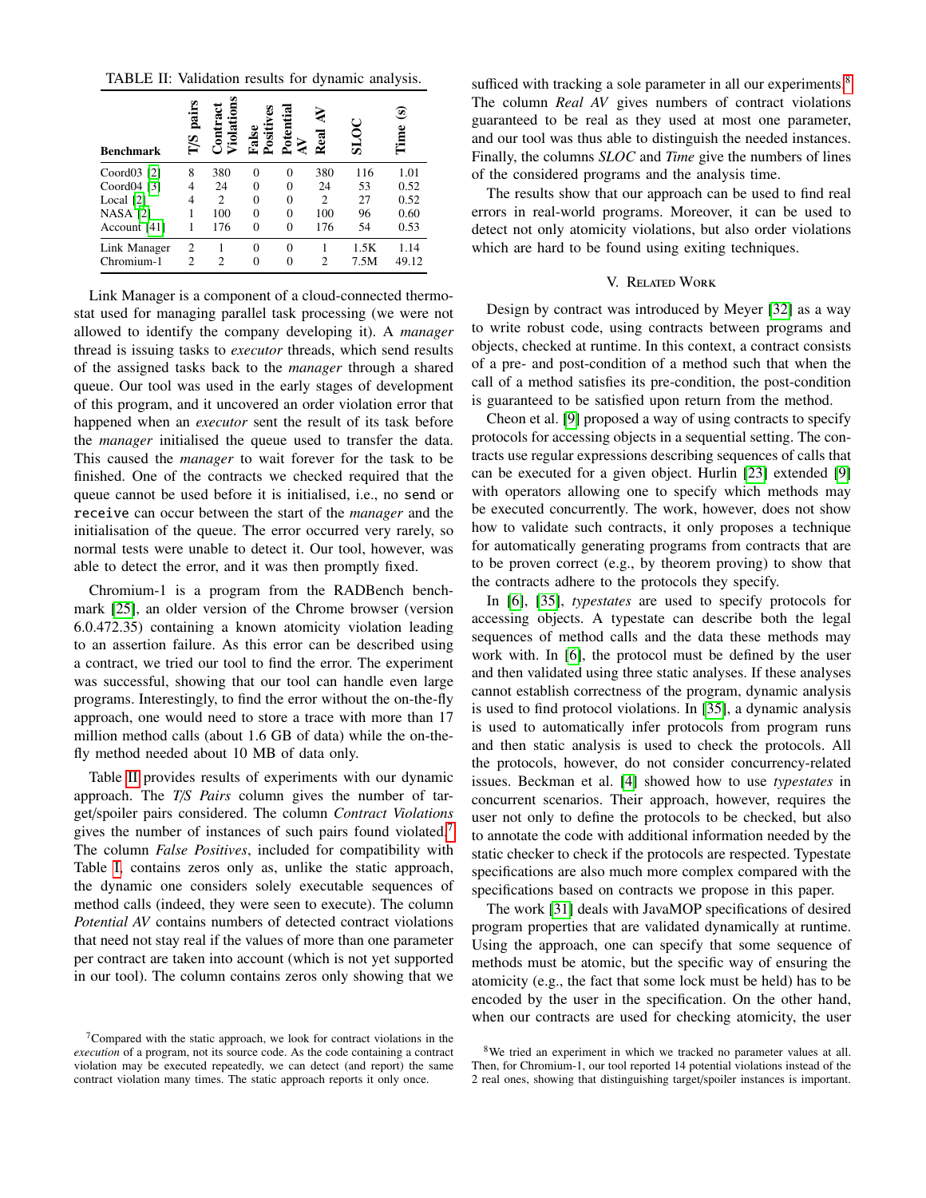TABLE II: Validation results for dynamic analysis.

| Benchmark | T/S pairs | Contract Violations | False Positives | Potential AV | Real AV | SLOC | Time (s) |
|---|---|---|---|---|---|---|---|
| Coord03 [2] | 8 | 380 | 0 | 0 | 380 | 116 | 1.01 |
| Coord04 [3] | 4 | 24 | 0 | 0 | 24 | 53 | 0.52 |
| Local [2] | 4 | 2 | 0 | 0 | 2 | 27 | 0.52 |
| NASA [2] | 1 | 100 | 0 | 0 | 100 | 96 | 0.60 |
| Account [41] | 1 | 176 | 0 | 0 | 176 | 54 | 0.53 |
| Link Manager | 2 | 1 | 0 | 0 | 1 | 1.5K | 1.14 |
| Chromium-1 | 2 | 2 | 0 | 0 | 2 | 7.5M | 49.12 |

Link Manager is a component of a cloud-connected thermostat used for managing parallel task processing (we were not allowed to identify the company developing it). A *manager* thread is issuing tasks to *executor* threads, which send results of the assigned tasks back to the *manager* through a shared queue. Our tool was used in the early stages of development of this program, and it uncovered an order violation error that happened when an *executor* sent the result of its task before the *manager* initialised the queue used to transfer the data. This caused the *manager* to wait forever for the task to be finished. One of the contracts we checked required that the queue cannot be used before it is initialised, i.e., no `send` or `receive` can occur between the start of the *manager* and the initialisation of the queue. The error occurred very rarely, so normal tests were unable to detect it. Our tool, however, was able to detect the error, and it was then promptly fixed.

Chromium-1 is a program from the RADBench benchmark [25], an older version of the Chrome browser (version 6.0.472.35) containing a known atomicity violation leading to an assertion failure. As this error can be described using a contract, we tried our tool to find the error. The experiment was successful, showing that our tool can handle even large programs. Interestingly, to find the error without the on-the-fly approach, one would need to store a trace with more than 17 million method calls (about 1.6 GB of data) while the on-the-fly method needed about 10 MB of data only.

Table II provides results of experiments with our dynamic approach. The *T/S Pairs* column gives the number of target/spoiler pairs considered. The column *Contract Violations* gives the number of instances of such pairs found violated.[7] The column *False Positives*, included for compatibility with Table I, contains zeros only as, unlike the static approach, the dynamic one considers solely executable sequences of method calls (indeed, they were seen to execute). The column *Potential AV* contains numbers of detected contract violations that need not stay real if the values of more than one parameter per contract are taken into account (which is not yet supported in our tool). The column contains zeros only showing that we sufficed with tracking a sole parameter in all our experiments.[8] The column *Real AV* gives numbers of contract violations guaranteed to be real as they used at most one parameter, and our tool was thus able to distinguish the needed instances. Finally, the columns *SLOC* and *Time* give the numbers of lines of the considered programs and the analysis time.

The results show that our approach can be used to find real errors in real-world programs. Moreover, it can be used to detect not only atomicity violations, but also order violations which are hard to be found using exiting techniques.

## V. Related Work

Design by contract was introduced by Meyer [32] as a way to write robust code, using contracts between programs and objects, checked at runtime. In this context, a contract consists of a pre- and post-condition of a method such that when the call of a method satisfies its pre-condition, the post-condition is guaranteed to be satisfied upon return from the method.

Cheon et al. [9] proposed a way of using contracts to specify protocols for accessing objects in a sequential setting. The contracts use regular expressions describing sequences of calls that can be executed for a given object. Hurlin [23] extended [9] with operators allowing one to specify which methods may be executed concurrently. The work, however, does not show how to validate such contracts, it only proposes a technique for automatically generating programs from contracts that are to be proven correct (e.g., by theorem proving) to show that the contracts adhere to the protocols they specify.

In [6], [35], *typestates* are used to specify protocols for accessing objects. A typestate can describe both the legal sequences of method calls and the data these methods may work with. In [6], the protocol must be defined by the user and then validated using three static analyses. If these analyses cannot establish correctness of the program, dynamic analysis is used to find protocol violations. In [35], a dynamic analysis is used to automatically infer protocols from program runs and then static analysis is used to check the protocols. All the protocols, however, do not consider concurrency-related issues. Beckman et al. [4] showed how to use *typestates* in concurrent scenarios. Their approach, however, requires the user not only to define the protocols to be checked, but also to annotate the code with additional information needed by the static checker to check if the protocols are respected. Typestate specifications are also much more complex compared with the specifications based on contracts we propose in this paper.

The work [31] deals with JavaMOP specifications of desired program properties that are validated dynamically at runtime. Using the approach, one can specify that some sequence of methods must be atomic, but the specific way of ensuring the atomicity (e.g., the fact that some lock must be held) has to be encoded by the user in the specification. On the other hand, when our contracts are used for checking atomicity, the user

[7] Compared with the static approach, we look for contract violations in the *execution* of a program, not its source code. As the code containing a contract violation may be executed repeatedly, we can detect (and report) the same contract violation many times. The static approach reports it only once.

[8] We tried an experiment in which we tracked no parameter values at all. Then, for Chromium-1, our tool reported 14 potential violations instead of the 2 real ones, showing that distinguishing target/spoiler instances is important.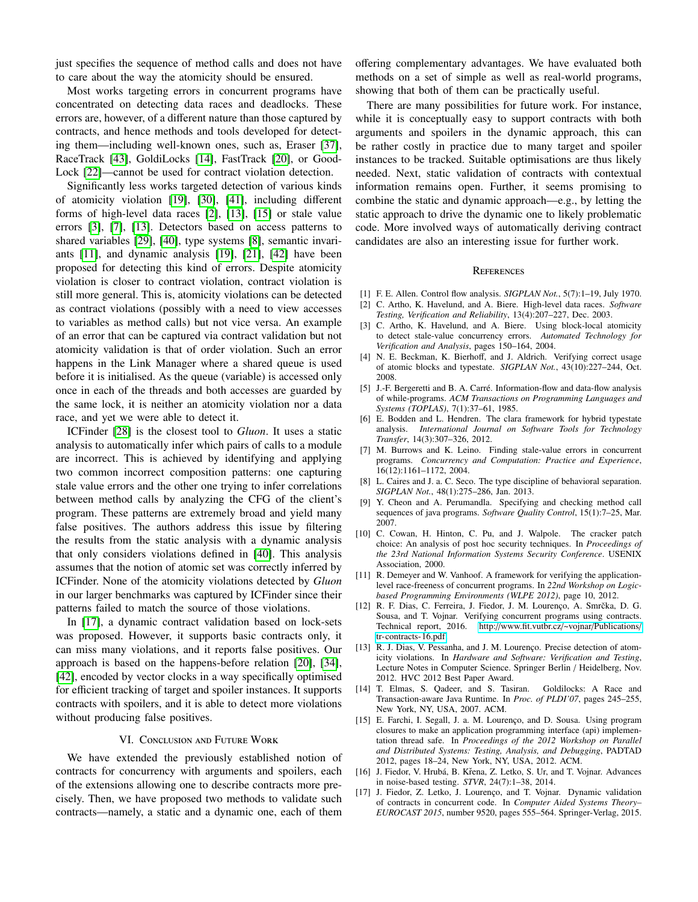just specifies the sequence of method calls and does not have to care about the way the atomicity should be ensured.

Most works targeting errors in concurrent programs have concentrated on detecting data races and deadlocks. These errors are, however, of a different nature than those captured by contracts, and hence methods and tools developed for detecting them—including well-known ones, such as, Eraser [37], RaceTrack [43], GoldiLocks [14], FastTrack [20], or GoodLock [22]—cannot be used for contract violation detection.

Significantly less works targeted detection of various kinds of atomicity violation [19], [30], [41], including different forms of high-level data races [2], [13], [15] or stale value errors [3], [7], [13]. Detectors based on access patterns to shared variables [29], [40], type systems [8], semantic invariants [11], and dynamic analysis [19], [21], [42] have been proposed for detecting this kind of errors. Despite atomicity violation is closer to contract violation, contract violation is still more general. This is, atomicity violations can be detected as contract violations (possibly with a need to view accesses to variables as method calls) but not vice versa. An example of an error that can be captured via contract validation but not atomicity validation is that of order violation. Such an error happens in the Link Manager where a shared queue is used before it is initialised. As the queue (variable) is accessed only once in each of the threads and both accesses are guarded by the same lock, it is neither an atomicity violation nor a data race, and yet we were able to detect it.

ICFinder [28] is the closest tool to *Gluon*. It uses a static analysis to automatically infer which pairs of calls to a module are incorrect. This is achieved by identifying and applying two common incorrect composition patterns: one capturing stale value errors and the other one trying to infer correlations between method calls by analyzing the CFG of the client's program. These patterns are extremely broad and yield many false positives. The authors address this issue by filtering the results from the static analysis with a dynamic analysis that only considers violations defined in [40]. This analysis assumes that the notion of atomic set was correctly inferred by ICFinder. None of the atomicity violations detected by *Gluon* in our larger benchmarks was captured by ICFinder since their patterns failed to match the source of those violations.

In [17], a dynamic contract validation based on lock-sets was proposed. However, it supports basic contracts only, it can miss many violations, and it reports false positives. Our approach is based on the happens-before relation [20], [34], [42], encoded by vector clocks in a way specifically optimised for efficient tracking of target and spoiler instances. It supports contracts with spoilers, and it is able to detect more violations without producing false positives.

## VI. Conclusion and Future Work

We have extended the previously established notion of contracts for concurrency with arguments and spoilers, each of the extensions allowing one to describe contracts more precisely. Then, we have proposed two methods to validate such contracts—namely, a static and a dynamic one, each of them offering complementary advantages. We have evaluated both methods on a set of simple as well as real-world programs, showing that both of them can be practically useful.

There are many possibilities for future work. For instance, while it is conceptually easy to support contracts with both arguments and spoilers in the dynamic approach, this can be rather costly in practice due to many target and spoiler instances to be tracked. Suitable optimisations are thus likely needed. Next, static validation of contracts with contextual information remains open. Further, it seems promising to combine the static and dynamic approach—e.g., by letting the static approach to drive the dynamic one to likely problematic code. More involved ways of automatically deriving contract candidates are also an interesting issue for further work.

## References

[1] F. E. Allen. Control flow analysis. *SIGPLAN Not.*, 5(7):1–19, July 1970.

[2] C. Artho, K. Havelund, and A. Biere. High-level data races. *Software Testing, Verification and Reliability*, 13(4):207–227, Dec. 2003.

[3] C. Artho, K. Havelund, and A. Biere. Using block-local atomicity to detect stale-value concurrency errors. *Automated Technology for Verification and Analysis*, pages 150–164, 2004.

[4] N. E. Beckman, K. Bierhoff, and J. Aldrich. Verifying correct usage of atomic blocks and typestate. *SIGPLAN Not.*, 43(10):227–244, Oct. 2008.

[5] J.-F. Bergeretti and B. A. Carré. Information-flow and data-flow analysis of while-programs. *ACM Transactions on Programming Languages and Systems (TOPLAS)*, 7(1):37–61, 1985.

[6] E. Bodden and L. Hendren. The clara framework for hybrid typestate analysis. *International Journal on Software Tools for Technology Transfer*, 14(3):307–326, 2012.

[7] M. Burrows and K. Leino. Finding stale-value errors in concurrent programs. *Concurrency and Computation: Practice and Experience*, 16(12):1161–1172, 2004.

[8] L. Caires and J. a. C. Seco. The type discipline of behavioral separation. *SIGPLAN Not.*, 48(1):275–286, Jan. 2013.

[9] Y. Cheon and A. Perumandla. Specifying and checking method call sequences of java programs. *Software Quality Control*, 15(1):7–25, Mar. 2007.

[10] C. Cowan, H. Hinton, C. Pu, and J. Walpole. The cracker patch choice: An analysis of post hoc security techniques. In *Proceedings of the 23rd National Information Systems Security Conference*. USENIX Association, 2000.

[11] R. Demeyer and W. Vanhoof. A framework for verifying the application-level race-freeness of concurrent programs. In *22nd Workshop on Logic-based Programming Environments (WLPE 2012)*, page 10, 2012.

[12] R. F. Dias, C. Ferreira, J. Fiedor, J. M. Lourenço, A. Smrčka, D. G. Sousa, and T. Vojnar. Verifying concurrent programs using contracts. Technical report, 2016. http://www.fit.vutbr.cz/~vojnar/Publications/tr-contracts-16.pdf.

[13] R. J. Dias, V. Pessanha, and J. M. Lourenço. Precise detection of atomicity violations. In *Hardware and Software: Verification and Testing*, Lecture Notes in Computer Science. Springer Berlin / Heidelberg, Nov. 2012. HVC 2012 Best Paper Award.

[14] T. Elmas, S. Qadeer, and S. Tasiran. Goldilocks: A Race and Transaction-aware Java Runtime. In *Proc. of PLDI'07*, pages 245–255, New York, NY, USA, 2007. ACM.

[15] E. Farchi, I. Segall, J. a. M. Lourenço, and D. Sousa. Using program closures to make an application programming interface (api) implementation thread safe. In *Proceedings of the 2012 Workshop on Parallel and Distributed Systems: Testing, Analysis, and Debugging*, PADTAD 2012, pages 18–24, New York, NY, USA, 2012. ACM.

[16] J. Fiedor, V. Hrubá, B. Křena, Z. Letko, S. Ur, and T. Vojnar. Advances in noise-based testing. *STVR*, 24(7):1–38, 2014.

[17] J. Fiedor, Z. Letko, J. Lourenço, and T. Vojnar. Dynamic validation of contracts in concurrent code. In *Computer Aided Systems Theory–EUROCAST 2015*, number 9520, pages 555–564. Springer-Verlag, 2015.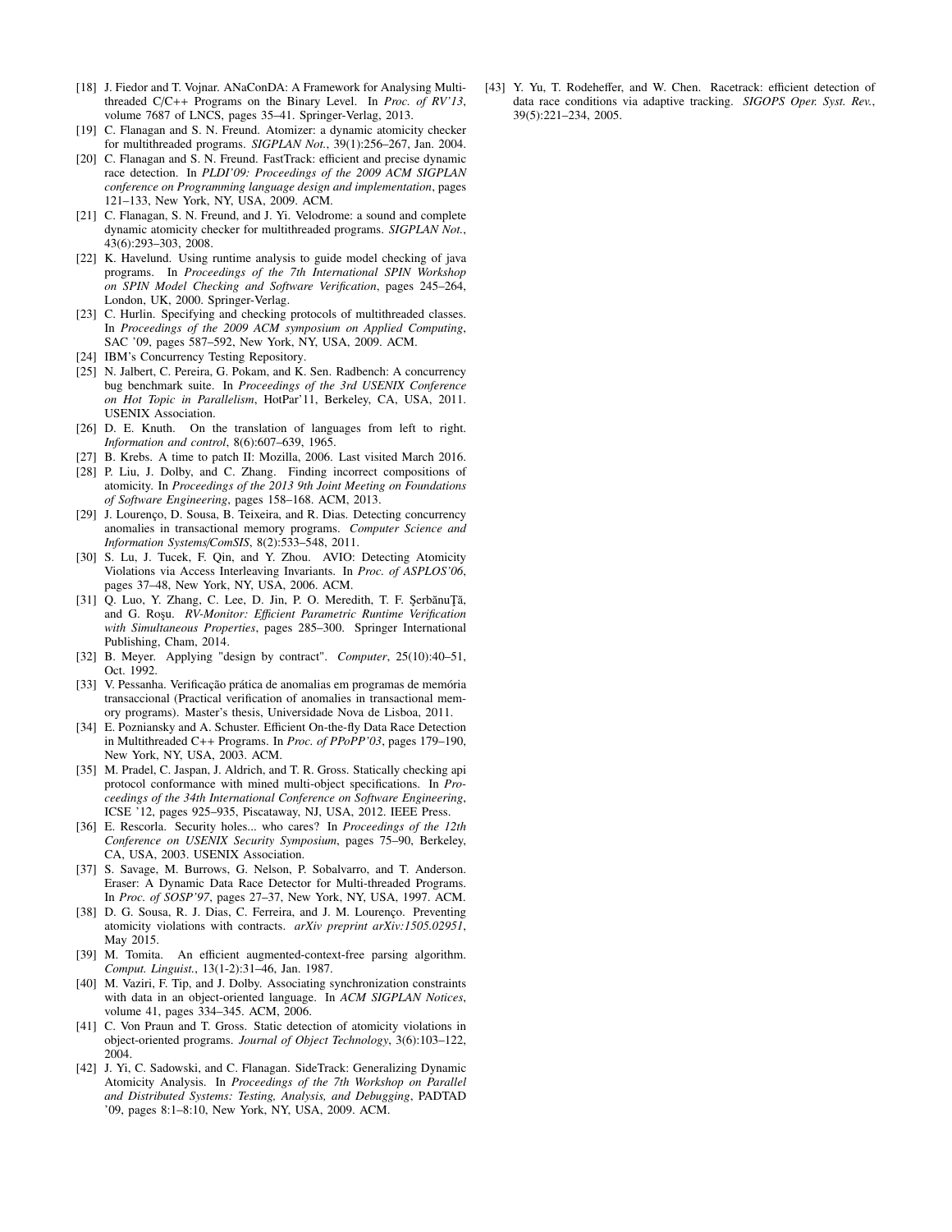[18] J. Fiedor and T. Vojnar. ANaConDA: A Framework for Analysing Multi-threaded C/C++ Programs on the Binary Level. In *Proc. of RV'13*, volume 7687 of LNCS, pages 35–41. Springer-Verlag, 2013.

[19] C. Flanagan and S. N. Freund. Atomizer: a dynamic atomicity checker for multithreaded programs. *SIGPLAN Not.*, 39(1):256–267, Jan. 2004.

[20] C. Flanagan and S. N. Freund. FastTrack: efficient and precise dynamic race detection. In *PLDI'09: Proceedings of the 2009 ACM SIGPLAN conference on Programming language design and implementation*, pages 121–133, New York, NY, USA, 2009. ACM.

[21] C. Flanagan, S. N. Freund, and J. Yi. Velodrome: a sound and complete dynamic atomicity checker for multithreaded programs. *SIGPLAN Not.*, 43(6):293–303, 2008.

[22] K. Havelund. Using runtime analysis to guide model checking of java programs. In *Proceedings of the 7th International SPIN Workshop on SPIN Model Checking and Software Verification*, pages 245–264, London, UK, 2000. Springer-Verlag.

[23] C. Hurlin. Specifying and checking protocols of multithreaded classes. In *Proceedings of the 2009 ACM symposium on Applied Computing*, SAC '09, pages 587–592, New York, NY, USA, 2009. ACM.

[24] IBM's Concurrency Testing Repository.

[25] N. Jalbert, C. Pereira, G. Pokam, and K. Sen. Radbench: A concurrency bug benchmark suite. In *Proceedings of the 3rd USENIX Conference on Hot Topic in Parallelism*, HotPar'11, Berkeley, CA, USA, 2011. USENIX Association.

[26] D. E. Knuth. On the translation of languages from left to right. *Information and control*, 8(6):607–639, 1965.

[27] B. Krebs. A time to patch II: Mozilla, 2006. Last visited March 2016.

[28] P. Liu, J. Dolby, and C. Zhang. Finding incorrect compositions of atomicity. In *Proceedings of the 2013 9th Joint Meeting on Foundations of Software Engineering*, pages 158–168. ACM, 2013.

[29] J. Lourenço, D. Sousa, B. Teixeira, and R. Dias. Detecting concurrency anomalies in transactional memory programs. *Computer Science and Information Systems/ComSIS*, 8(2):533–548, 2011.

[30] S. Lu, J. Tucek, F. Qin, and Y. Zhou. AVIO: Detecting Atomicity Violations via Access Interleaving Invariants. In *Proc. of ASPLOS'06*, pages 37–48, New York, NY, USA, 2006. ACM.

[31] Q. Luo, Y. Zhang, C. Lee, D. Jin, P. O. Meredith, T. F. ŞerbănuŢă, and G. Roşu. *RV-Monitor: Efficient Parametric Runtime Verification with Simultaneous Properties*, pages 285–300. Springer International Publishing, Cham, 2014.

[32] B. Meyer. Applying "design by contract". *Computer*, 25(10):40–51, Oct. 1992.

[33] V. Pessanha. Verificação prática de anomalias em programas de memória transaccional (Practical verification of anomalies in transactional memory programs). Master's thesis, Universidade Nova de Lisboa, 2011.

[34] E. Pozniansky and A. Schuster. Efficient On-the-fly Data Race Detection in Multithreaded C++ Programs. In *Proc. of PPoPP'03*, pages 179–190, New York, NY, USA, 2003. ACM.

[35] M. Pradel, C. Jaspan, J. Aldrich, and T. R. Gross. Statically checking api protocol conformance with mined multi-object specifications. In *Proceedings of the 34th International Conference on Software Engineering*, ICSE '12, pages 925–935, Piscataway, NJ, USA, 2012. IEEE Press.

[36] E. Rescorla. Security holes... who cares? In *Proceedings of the 12th Conference on USENIX Security Symposium*, pages 75–90, Berkeley, CA, USA, 2003. USENIX Association.

[37] S. Savage, M. Burrows, G. Nelson, P. Sobalvarro, and T. Anderson. Eraser: A Dynamic Data Race Detector for Multi-threaded Programs. In *Proc. of SOSP'97*, pages 27–37, New York, NY, USA, 1997. ACM.

[38] D. G. Sousa, R. J. Dias, C. Ferreira, and J. M. Lourenço. Preventing atomicity violations with contracts. *arXiv preprint arXiv:1505.02951*, May 2015.

[39] M. Tomita. An efficient augmented-context-free parsing algorithm. *Comput. Linguist.*, 13(1-2):31–46, Jan. 1987.

[40] M. Vaziri, F. Tip, and J. Dolby. Associating synchronization constraints with data in an object-oriented language. In *ACM SIGPLAN Notices*, volume 41, pages 334–345. ACM, 2006.

[41] C. Von Praun and T. Gross. Static detection of atomicity violations in object-oriented programs. *Journal of Object Technology*, 3(6):103–122, 2004.

[42] J. Yi, C. Sadowski, and C. Flanagan. SideTrack: Generalizing Dynamic Atomicity Analysis. In *Proceedings of the 7th Workshop on Parallel and Distributed Systems: Testing, Analysis, and Debugging*, PADTAD '09, pages 8:1–8:10, New York, NY, USA, 2009. ACM.

[43] Y. Yu, T. Rodeheffer, and W. Chen. Racetrack: efficient detection of data race conditions via adaptive tracking. *SIGOPS Oper. Syst. Rev.*, 39(5):221–234, 2005.